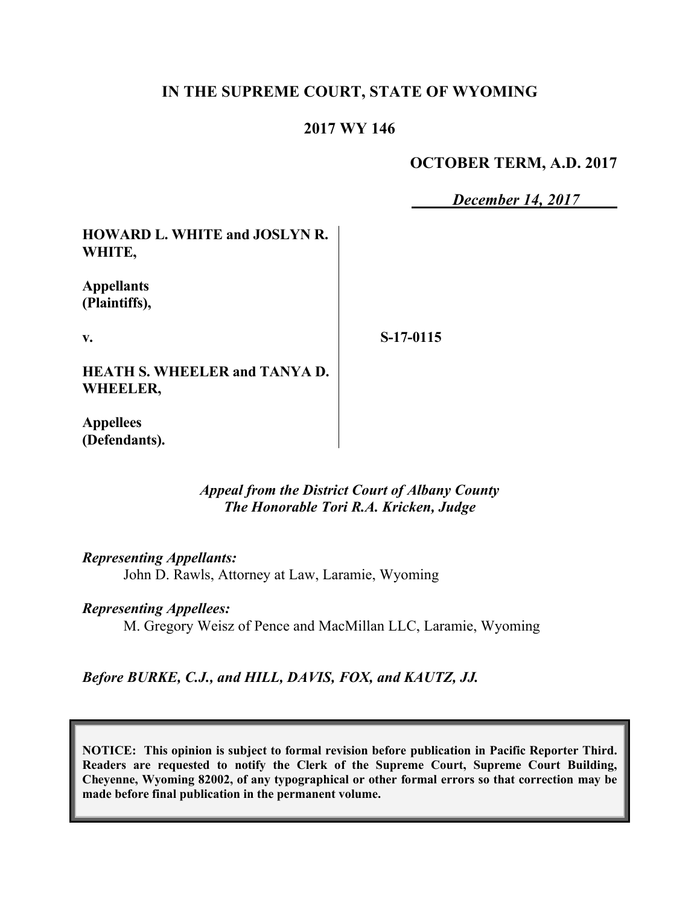# IN THE SUPREME COURT, STATE OF WYOMING

## 2017 WY 146

**OCTOBER TERM, A.D. 2017**

***December 14, 2017***

**HOWARD L. WHITE and JOSLYN R. WHITE,**

**Appellants (Plaintiffs),**

**v.**

**HEATH S. WHEELER and TANYA D. WHEELER,**

**Appellees (Defendants).**

**S-17-0115**

*Appeal from the District Court of Albany County*
*The Honorable Tori R.A. Kricken, Judge*

*Representing Appellants:*
John D. Rawls, Attorney at Law, Laramie, Wyoming

*Representing Appellees:*
M. Gregory Weisz of Pence and MacMillan LLC, Laramie, Wyoming

*Before BURKE, C.J., and HILL, DAVIS, FOX, and KAUTZ, JJ.*

**NOTICE: This opinion is subject to formal revision before publication in Pacific Reporter Third. Readers are requested to notify the Clerk of the Supreme Court, Supreme Court Building, Cheyenne, Wyoming 82002, of any typographical or other formal errors so that correction may be made before final publication in the permanent volume.**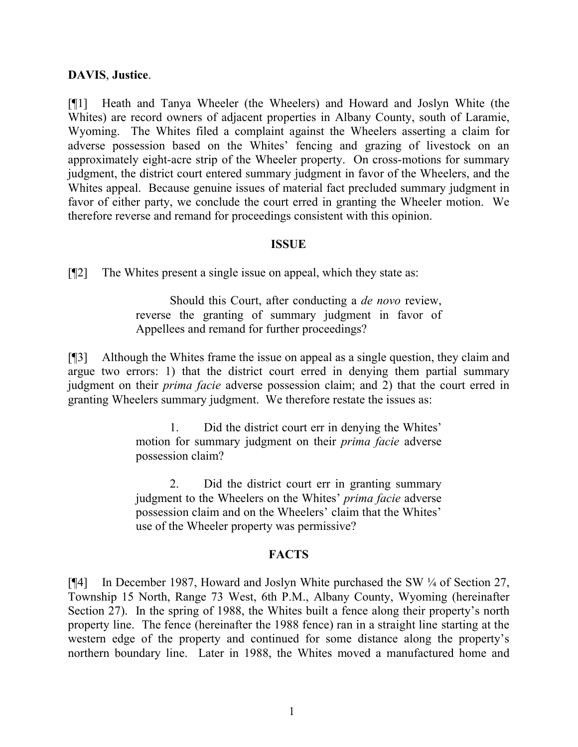**DAVIS**, **Justice**.

[¶1] Heath and Tanya Wheeler (the Wheelers) and Howard and Joslyn White (the Whites) are record owners of adjacent properties in Albany County, south of Laramie, Wyoming. The Whites filed a complaint against the Wheelers asserting a claim for adverse possession based on the Whites' fencing and grazing of livestock on an approximately eight-acre strip of the Wheeler property. On cross-motions for summary judgment, the district court entered summary judgment in favor of the Wheelers, and the Whites appeal. Because genuine issues of material fact precluded summary judgment in favor of either party, we conclude the court erred in granting the Wheeler motion. We therefore reverse and remand for proceedings consistent with this opinion.

## ISSUE

[¶2] The Whites present a single issue on appeal, which they state as:

> Should this Court, after conducting a *de novo* review, reverse the granting of summary judgment in favor of Appellees and remand for further proceedings?

[¶3] Although the Whites frame the issue on appeal as a single question, they claim and argue two errors: 1) that the district court erred in denying them partial summary judgment on their *prima facie* adverse possession claim; and 2) that the court erred in granting Wheelers summary judgment. We therefore restate the issues as:

> 1. Did the district court err in denying the Whites' motion for summary judgment on their *prima facie* adverse possession claim?
>
> 2. Did the district court err in granting summary judgment to the Wheelers on the Whites' *prima facie* adverse possession claim and on the Wheelers' claim that the Whites' use of the Wheeler property was permissive?

## FACTS

[¶4] In December 1987, Howard and Joslyn White purchased the SW ¼ of Section 27, Township 15 North, Range 73 West, 6th P.M., Albany County, Wyoming (hereinafter Section 27). In the spring of 1988, the Whites built a fence along their property's north property line. The fence (hereinafter the 1988 fence) ran in a straight line starting at the western edge of the property and continued for some distance along the property's northern boundary line. Later in 1988, the Whites moved a manufactured home and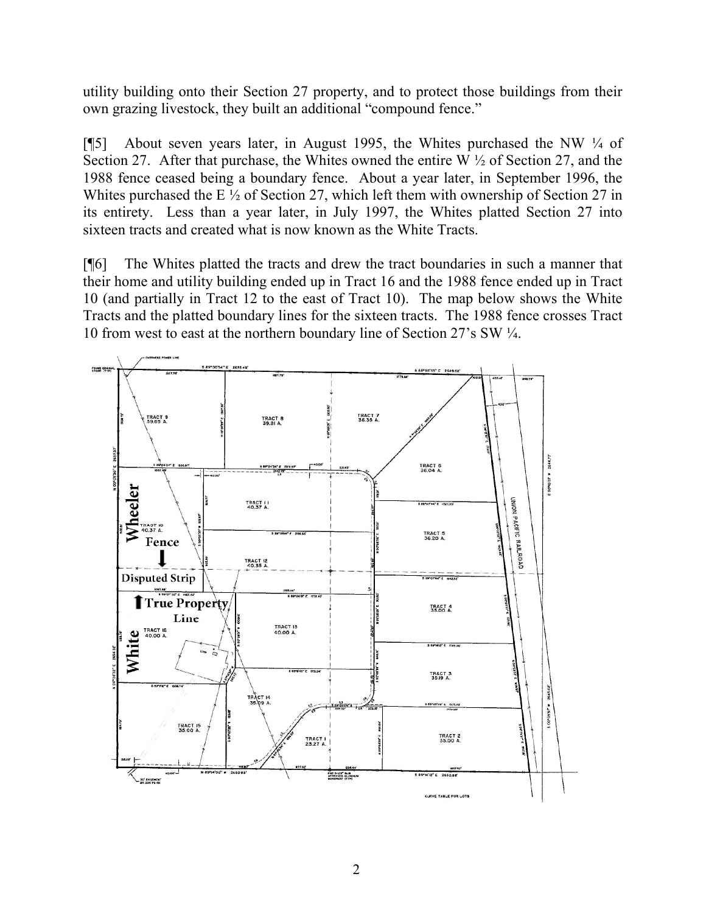utility building onto their Section 27 property, and to protect those buildings from their own grazing livestock, they built an additional "compound fence."

[¶5] About seven years later, in August 1995, the Whites purchased the NW ¼ of Section 27. After that purchase, the Whites owned the entire W ½ of Section 27, and the 1988 fence ceased being a boundary fence. About a year later, in September 1996, the Whites purchased the E ½ of Section 27, which left them with ownership of Section 27 in its entirety. Less than a year later, in July 1997, the Whites platted Section 27 into sixteen tracts and created what is now known as the White Tracts.

[¶6] The Whites platted the tracts and drew the tract boundaries in such a manner that their home and utility building ended up in Tract 16 and the 1988 fence ended up in Tract 10 (and partially in Tract 12 to the east of Tract 10). The map below shows the White Tracts and the platted boundary lines for the sixteen tracts. The 1988 fence crosses Tract 10 from west to east at the northern boundary line of Section 27's SW ¼.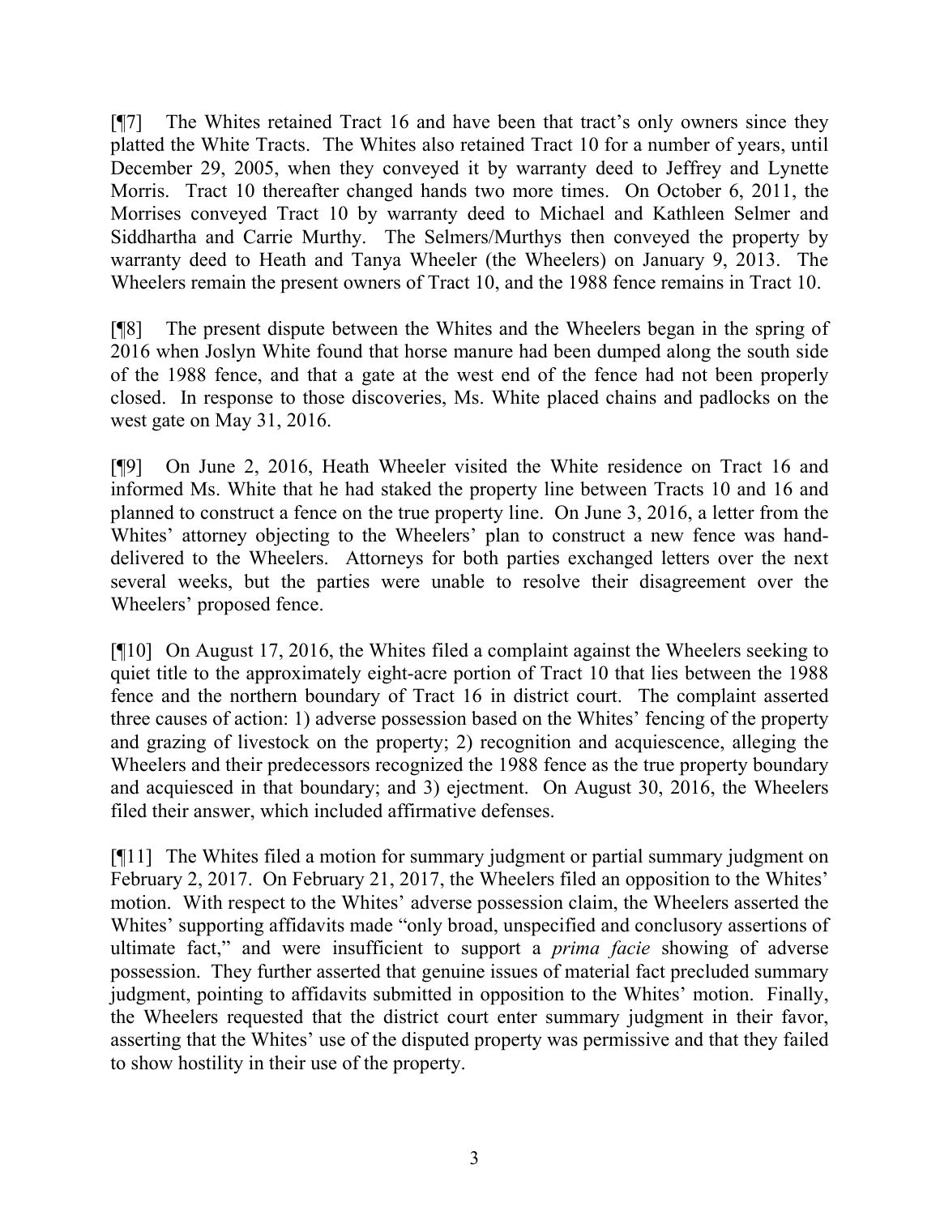[¶7] The Whites retained Tract 16 and have been that tract's only owners since they platted the White Tracts. The Whites also retained Tract 10 for a number of years, until December 29, 2005, when they conveyed it by warranty deed to Jeffrey and Lynette Morris. Tract 10 thereafter changed hands two more times. On October 6, 2011, the Morrises conveyed Tract 10 by warranty deed to Michael and Kathleen Selmer and Siddhartha and Carrie Murthy. The Selmers/Murthys then conveyed the property by warranty deed to Heath and Tanya Wheeler (the Wheelers) on January 9, 2013. The Wheelers remain the present owners of Tract 10, and the 1988 fence remains in Tract 10.

[¶8] The present dispute between the Whites and the Wheelers began in the spring of 2016 when Joslyn White found that horse manure had been dumped along the south side of the 1988 fence, and that a gate at the west end of the fence had not been properly closed. In response to those discoveries, Ms. White placed chains and padlocks on the west gate on May 31, 2016.

[¶9] On June 2, 2016, Heath Wheeler visited the White residence on Tract 16 and informed Ms. White that he had staked the property line between Tracts 10 and 16 and planned to construct a fence on the true property line. On June 3, 2016, a letter from the Whites' attorney objecting to the Wheelers' plan to construct a new fence was hand-delivered to the Wheelers. Attorneys for both parties exchanged letters over the next several weeks, but the parties were unable to resolve their disagreement over the Wheelers' proposed fence.

[¶10] On August 17, 2016, the Whites filed a complaint against the Wheelers seeking to quiet title to the approximately eight-acre portion of Tract 10 that lies between the 1988 fence and the northern boundary of Tract 16 in district court. The complaint asserted three causes of action: 1) adverse possession based on the Whites' fencing of the property and grazing of livestock on the property; 2) recognition and acquiescence, alleging the Wheelers and their predecessors recognized the 1988 fence as the true property boundary and acquiesced in that boundary; and 3) ejectment. On August 30, 2016, the Wheelers filed their answer, which included affirmative defenses.

[¶11] The Whites filed a motion for summary judgment or partial summary judgment on February 2, 2017. On February 21, 2017, the Wheelers filed an opposition to the Whites' motion. With respect to the Whites' adverse possession claim, the Wheelers asserted the Whites' supporting affidavits made "only broad, unspecified and conclusory assertions of ultimate fact," and were insufficient to support a *prima facie* showing of adverse possession. They further asserted that genuine issues of material fact precluded summary judgment, pointing to affidavits submitted in opposition to the Whites' motion. Finally, the Wheelers requested that the district court enter summary judgment in their favor, asserting that the Whites' use of the disputed property was permissive and that they failed to show hostility in their use of the property.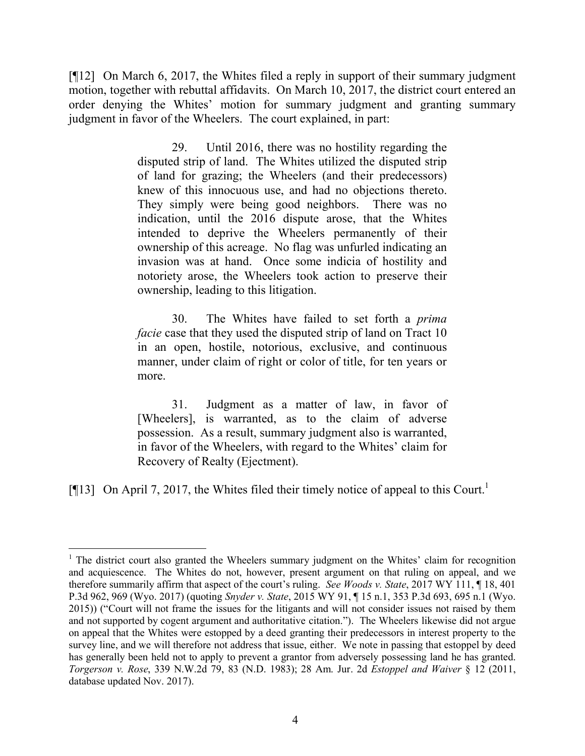[¶12] On March 6, 2017, the Whites filed a reply in support of their summary judgment motion, together with rebuttal affidavits. On March 10, 2017, the district court entered an order denying the Whites' motion for summary judgment and granting summary judgment in favor of the Wheelers. The court explained, in part:

> 29. Until 2016, there was no hostility regarding the disputed strip of land. The Whites utilized the disputed strip of land for grazing; the Wheelers (and their predecessors) knew of this innocuous use, and had no objections thereto. They simply were being good neighbors. There was no indication, until the 2016 dispute arose, that the Whites intended to deprive the Wheelers permanently of their ownership of this acreage. No flag was unfurled indicating an invasion was at hand. Once some indicia of hostility and notoriety arose, the Wheelers took action to preserve their ownership, leading to this litigation.
>
> 30. The Whites have failed to set forth a *prima facie* case that they used the disputed strip of land on Tract 10 in an open, hostile, notorious, exclusive, and continuous manner, under claim of right or color of title, for ten years or more.
>
> 31. Judgment as a matter of law, in favor of [Wheelers], is warranted, as to the claim of adverse possession. As a result, summary judgment also is warranted, in favor of the Wheelers, with regard to the Whites' claim for Recovery of Realty (Ejectment).

[¶13] On April 7, 2017, the Whites filed their timely notice of appeal to this Court.[1]

---

[1] The district court also granted the Wheelers summary judgment on the Whites' claim for recognition and acquiescence. The Whites do not, however, present argument on that ruling on appeal, and we therefore summarily affirm that aspect of the court's ruling. *See Woods v. State*, 2017 WY 111, ¶ 18, 401 P.3d 962, 969 (Wyo. 2017) (quoting *Snyder v. State*, 2015 WY 91, ¶ 15 n.1, 353 P.3d 693, 695 n.1 (Wyo. 2015)) ("Court will not frame the issues for the litigants and will not consider issues not raised by them and not supported by cogent argument and authoritative citation."). The Wheelers likewise did not argue on appeal that the Whites were estopped by a deed granting their predecessors in interest property to the survey line, and we will therefore not address that issue, either. We note in passing that estoppel by deed has generally been held not to apply to prevent a grantor from adversely possessing land he has granted. *Torgerson v. Rose*, 339 N.W.2d 79, 83 (N.D. 1983); 28 Am. Jur. 2d *Estoppel and Waiver* § 12 (2011, database updated Nov. 2017).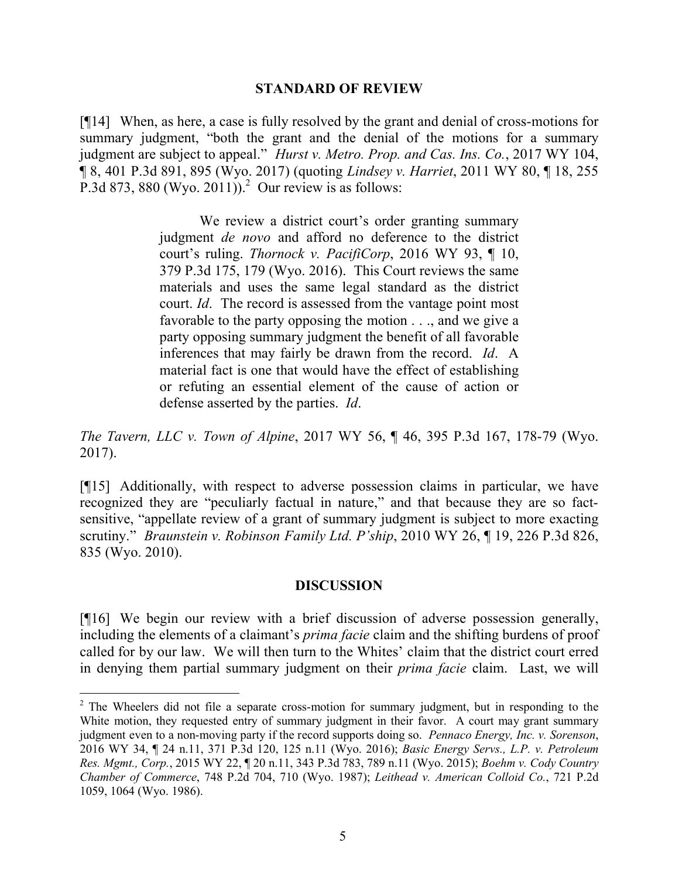## STANDARD OF REVIEW

[¶14] When, as here, a case is fully resolved by the grant and denial of cross-motions for summary judgment, "both the grant and the denial of the motions for a summary judgment are subject to appeal." *Hurst v. Metro. Prop. and Cas. Ins. Co.*, 2017 WY 104, ¶ 8, 401 P.3d 891, 895 (Wyo. 2017) (quoting *Lindsey v. Harriet*, 2011 WY 80, ¶ 18, 255 P.3d 873, 880 (Wyo. 2011)).[2] Our review is as follows:

> We review a district court's order granting summary judgment *de novo* and afford no deference to the district court's ruling. *Thornock v. PacifiCorp*, 2016 WY 93, ¶ 10, 379 P.3d 175, 179 (Wyo. 2016). This Court reviews the same materials and uses the same legal standard as the district court. *Id*. The record is assessed from the vantage point most favorable to the party opposing the motion . . ., and we give a party opposing summary judgment the benefit of all favorable inferences that may fairly be drawn from the record. *Id*. A material fact is one that would have the effect of establishing or refuting an essential element of the cause of action or defense asserted by the parties. *Id*.

*The Tavern, LLC v. Town of Alpine*, 2017 WY 56, ¶ 46, 395 P.3d 167, 178-79 (Wyo. 2017).

[¶15] Additionally, with respect to adverse possession claims in particular, we have recognized they are "peculiarly factual in nature," and that because they are so fact-sensitive, "appellate review of a grant of summary judgment is subject to more exacting scrutiny." *Braunstein v. Robinson Family Ltd. P'ship*, 2010 WY 26, ¶ 19, 226 P.3d 826, 835 (Wyo. 2010).

## DISCUSSION

[¶16] We begin our review with a brief discussion of adverse possession generally, including the elements of a claimant's *prima facie* claim and the shifting burdens of proof called for by our law. We will then turn to the Whites' claim that the district court erred in denying them partial summary judgment on their *prima facie* claim. Last, we will

---

[2] The Wheelers did not file a separate cross-motion for summary judgment, but in responding to the White motion, they requested entry of summary judgment in their favor. A court may grant summary judgment even to a non-moving party if the record supports doing so. *Pennaco Energy, Inc. v. Sorenson*, 2016 WY 34, ¶ 24 n.11, 371 P.3d 120, 125 n.11 (Wyo. 2016); *Basic Energy Servs., L.P. v. Petroleum Res. Mgmt., Corp.*, 2015 WY 22, ¶ 20 n.11, 343 P.3d 783, 789 n.11 (Wyo. 2015); *Boehm v. Cody Country Chamber of Commerce*, 748 P.2d 704, 710 (Wyo. 1987); *Leithead v. American Colloid Co.*, 721 P.2d 1059, 1064 (Wyo. 1986).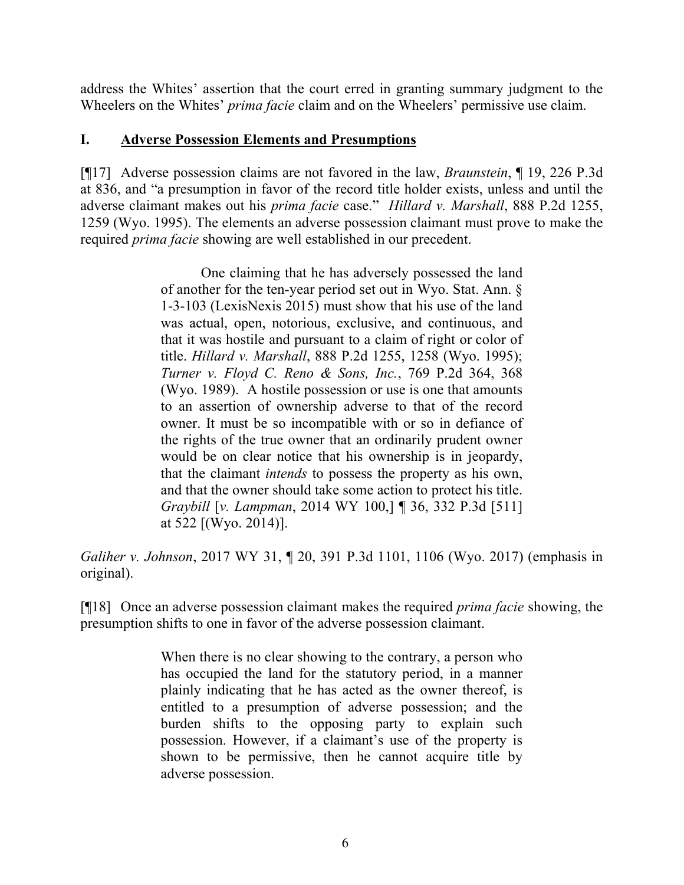address the Whites' assertion that the court erred in granting summary judgment to the Wheelers on the Whites' *prima facie* claim and on the Wheelers' permissive use claim.

## I. Adverse Possession Elements and Presumptions

[¶17] Adverse possession claims are not favored in the law, *Braunstein*, ¶ 19, 226 P.3d at 836, and "a presumption in favor of the record title holder exists, unless and until the adverse claimant makes out his *prima facie* case." *Hillard v. Marshall*, 888 P.2d 1255, 1259 (Wyo. 1995). The elements an adverse possession claimant must prove to make the required *prima facie* showing are well established in our precedent.

> One claiming that he has adversely possessed the land of another for the ten-year period set out in Wyo. Stat. Ann. § 1-3-103 (LexisNexis 2015) must show that his use of the land was actual, open, notorious, exclusive, and continuous, and that it was hostile and pursuant to a claim of right or color of title. *Hillard v. Marshall*, 888 P.2d 1255, 1258 (Wyo. 1995); *Turner v. Floyd C. Reno & Sons, Inc.*, 769 P.2d 364, 368 (Wyo. 1989). A hostile possession or use is one that amounts to an assertion of ownership adverse to that of the record owner. It must be so incompatible with or so in defiance of the rights of the true owner that an ordinarily prudent owner would be on clear notice that his ownership is in jeopardy, that the claimant *intends* to possess the property as his own, and that the owner should take some action to protect his title. *Graybill* [*v. Lampman*, 2014 WY 100,] ¶ 36, 332 P.3d [511] at 522 [(Wyo. 2014)].

*Galiher v. Johnson*, 2017 WY 31, ¶ 20, 391 P.3d 1101, 1106 (Wyo. 2017) (emphasis in original).

[¶18] Once an adverse possession claimant makes the required *prima facie* showing, the presumption shifts to one in favor of the adverse possession claimant.

> When there is no clear showing to the contrary, a person who has occupied the land for the statutory period, in a manner plainly indicating that he has acted as the owner thereof, is entitled to a presumption of adverse possession; and the burden shifts to the opposing party to explain such possession. However, if a claimant's use of the property is shown to be permissive, then he cannot acquire title by adverse possession.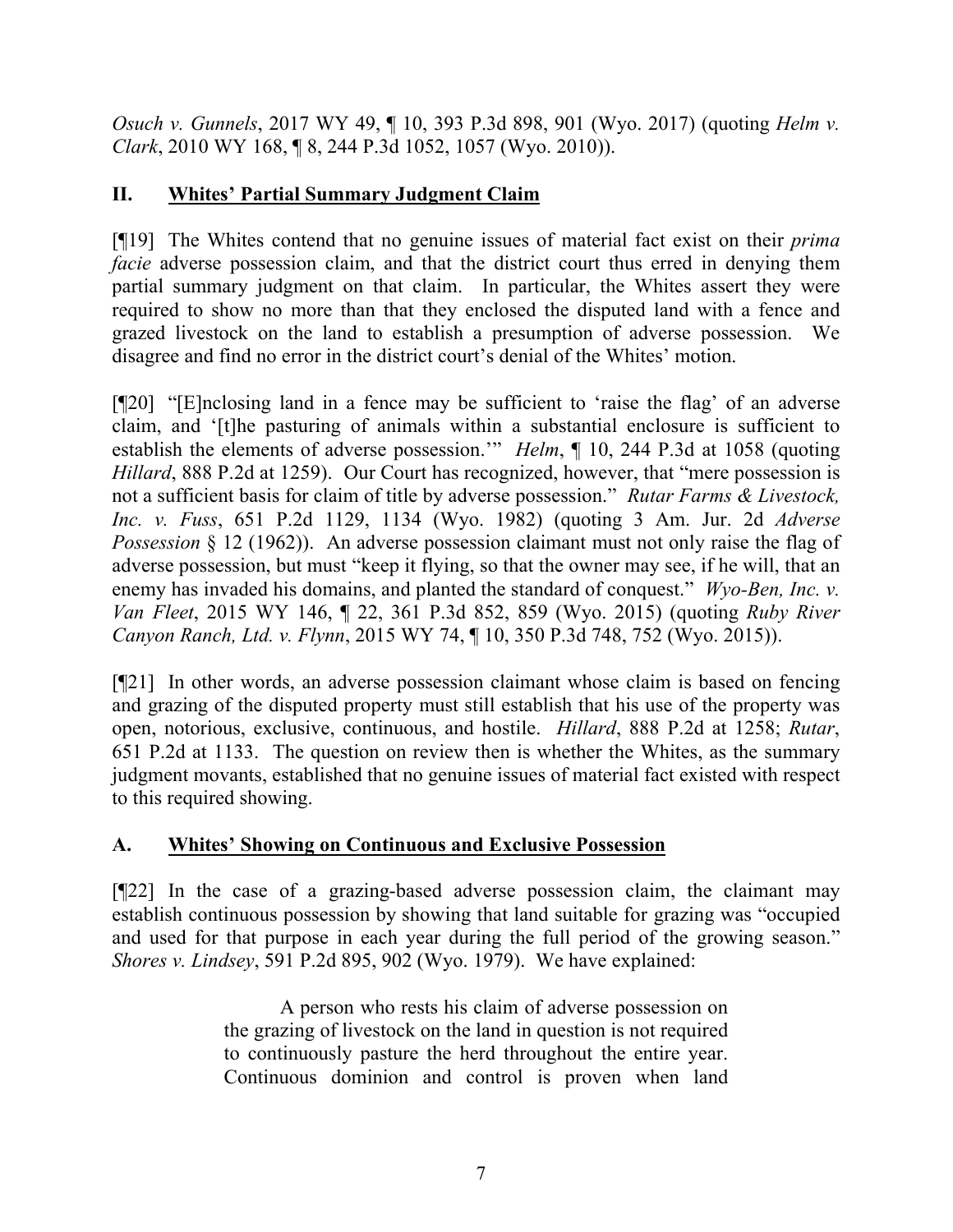*Osuch v. Gunnels*, 2017 WY 49, ¶ 10, 393 P.3d 898, 901 (Wyo. 2017) (quoting *Helm v. Clark*, 2010 WY 168, ¶ 8, 244 P.3d 1052, 1057 (Wyo. 2010)).

## II. Whites' Partial Summary Judgment Claim

[¶19] The Whites contend that no genuine issues of material fact exist on their *prima facie* adverse possession claim, and that the district court thus erred in denying them partial summary judgment on that claim. In particular, the Whites assert they were required to show no more than that they enclosed the disputed land with a fence and grazed livestock on the land to establish a presumption of adverse possession. We disagree and find no error in the district court's denial of the Whites' motion.

[¶20] "[E]nclosing land in a fence may be sufficient to 'raise the flag' of an adverse claim, and '[t]he pasturing of animals within a substantial enclosure is sufficient to establish the elements of adverse possession.'" *Helm*, ¶ 10, 244 P.3d at 1058 (quoting *Hillard*, 888 P.2d at 1259). Our Court has recognized, however, that "mere possession is not a sufficient basis for claim of title by adverse possession." *Rutar Farms & Livestock, Inc. v. Fuss*, 651 P.2d 1129, 1134 (Wyo. 1982) (quoting 3 Am. Jur. 2d *Adverse Possession* § 12 (1962)). An adverse possession claimant must not only raise the flag of adverse possession, but must "keep it flying, so that the owner may see, if he will, that an enemy has invaded his domains, and planted the standard of conquest." *Wyo-Ben, Inc. v. Van Fleet*, 2015 WY 146, ¶ 22, 361 P.3d 852, 859 (Wyo. 2015) (quoting *Ruby River Canyon Ranch, Ltd. v. Flynn*, 2015 WY 74, ¶ 10, 350 P.3d 748, 752 (Wyo. 2015)).

[¶21] In other words, an adverse possession claimant whose claim is based on fencing and grazing of the disputed property must still establish that his use of the property was open, notorious, exclusive, continuous, and hostile. *Hillard*, 888 P.2d at 1258; *Rutar*, 651 P.2d at 1133. The question on review then is whether the Whites, as the summary judgment movants, established that no genuine issues of material fact existed with respect to this required showing.

### A. Whites' Showing on Continuous and Exclusive Possession

[¶22] In the case of a grazing-based adverse possession claim, the claimant may establish continuous possession by showing that land suitable for grazing was "occupied and used for that purpose in each year during the full period of the growing season." *Shores v. Lindsey*, 591 P.2d 895, 902 (Wyo. 1979). We have explained:

> A person who rests his claim of adverse possession on the grazing of livestock on the land in question is not required to continuously pasture the herd throughout the entire year. Continuous dominion and control is proven when land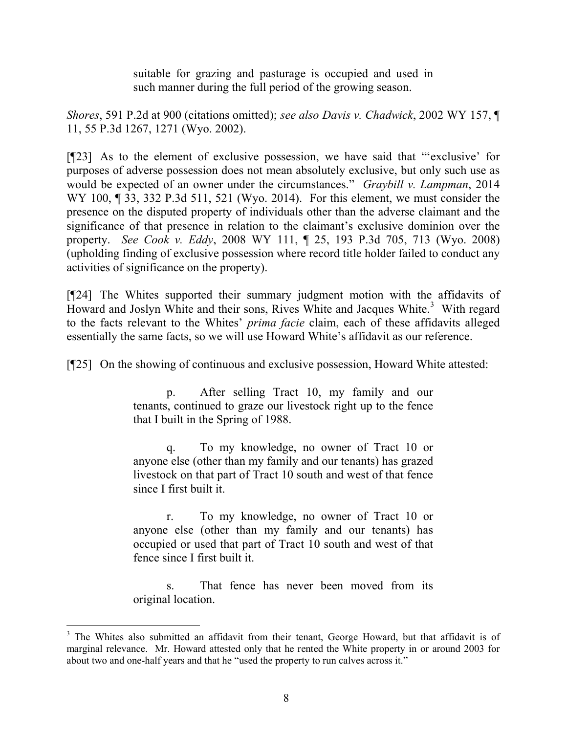suitable for grazing and pasturage is occupied and used in such manner during the full period of the growing season.

*Shores*, 591 P.2d at 900 (citations omitted); *see also Davis v. Chadwick*, 2002 WY 157, ¶ 11, 55 P.3d 1267, 1271 (Wyo. 2002).

[¶23] As to the element of exclusive possession, we have said that "'exclusive' for purposes of adverse possession does not mean absolutely exclusive, but only such use as would be expected of an owner under the circumstances." *Graybill v. Lampman*, 2014 WY 100, ¶ 33, 332 P.3d 511, 521 (Wyo. 2014). For this element, we must consider the presence on the disputed property of individuals other than the adverse claimant and the significance of that presence in relation to the claimant's exclusive dominion over the property. *See Cook v. Eddy*, 2008 WY 111, ¶ 25, 193 P.3d 705, 713 (Wyo. 2008) (upholding finding of exclusive possession where record title holder failed to conduct any activities of significance on the property).

[¶24] The Whites supported their summary judgment motion with the affidavits of Howard and Joslyn White and their sons, Rives White and Jacques White.[3] With regard to the facts relevant to the Whites' *prima facie* claim, each of these affidavits alleged essentially the same facts, so we will use Howard White's affidavit as our reference.

[¶25] On the showing of continuous and exclusive possession, Howard White attested:

> p. After selling Tract 10, my family and our tenants, continued to graze our livestock right up to the fence that I built in the Spring of 1988.
>
> q. To my knowledge, no owner of Tract 10 or anyone else (other than my family and our tenants) has grazed livestock on that part of Tract 10 south and west of that fence since I first built it.
>
> r. To my knowledge, no owner of Tract 10 or anyone else (other than my family and our tenants) has occupied or used that part of Tract 10 south and west of that fence since I first built it.
>
> s. That fence has never been moved from its original location.

[3] The Whites also submitted an affidavit from their tenant, George Howard, but that affidavit is of marginal relevance. Mr. Howard attested only that he rented the White property in or around 2003 for about two and one-half years and that he "used the property to run calves across it."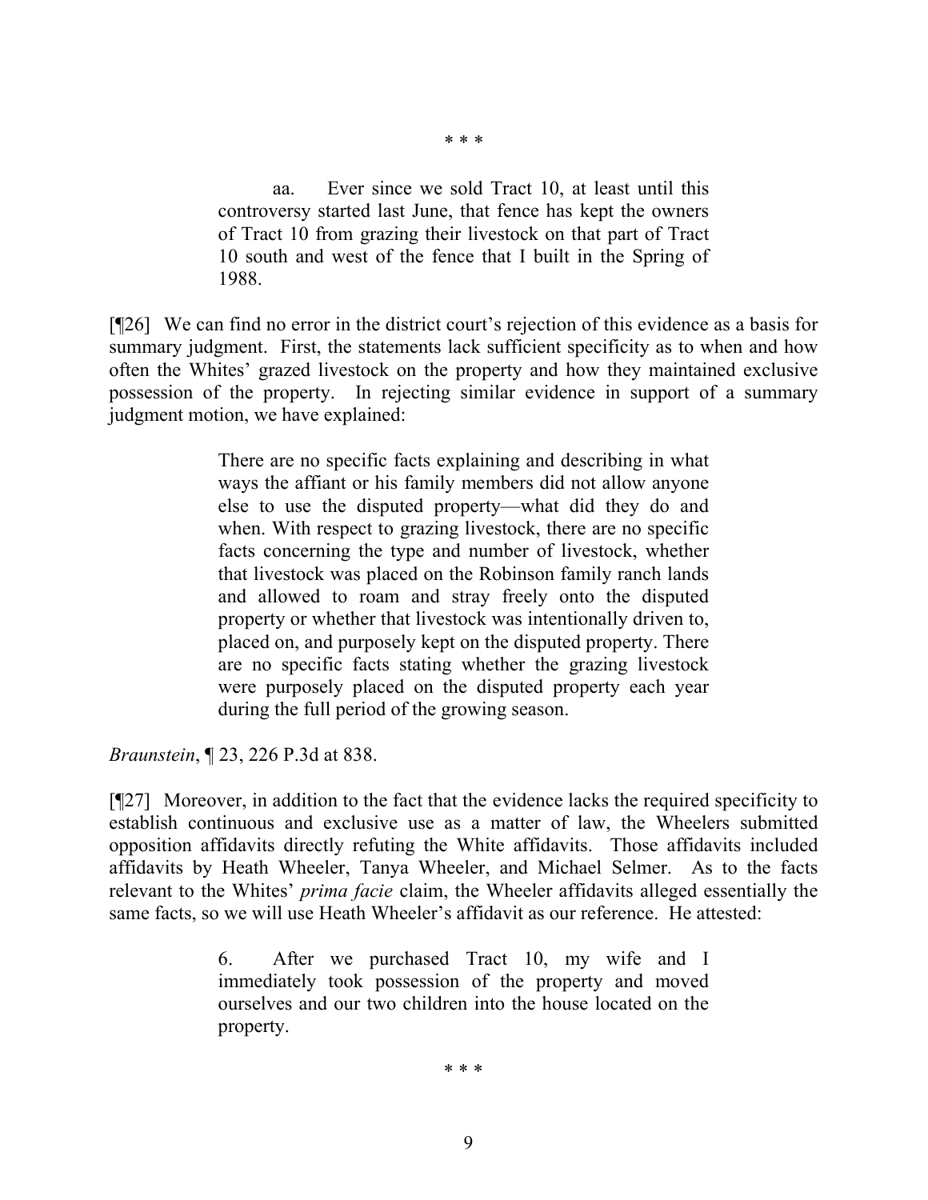\* \* \*

> aa. Ever since we sold Tract 10, at least until this controversy started last June, that fence has kept the owners of Tract 10 from grazing their livestock on that part of Tract 10 south and west of the fence that I built in the Spring of 1988.

[¶26] We can find no error in the district court's rejection of this evidence as a basis for summary judgment. First, the statements lack sufficient specificity as to when and how often the Whites' grazed livestock on the property and how they maintained exclusive possession of the property. In rejecting similar evidence in support of a summary judgment motion, we have explained:

> There are no specific facts explaining and describing in what ways the affiant or his family members did not allow anyone else to use the disputed property—what did they do and when. With respect to grazing livestock, there are no specific facts concerning the type and number of livestock, whether that livestock was placed on the Robinson family ranch lands and allowed to roam and stray freely onto the disputed property or whether that livestock was intentionally driven to, placed on, and purposely kept on the disputed property. There are no specific facts stating whether the grazing livestock were purposely placed on the disputed property each year during the full period of the growing season.

*Braunstein*, ¶ 23, 226 P.3d at 838.

[¶27] Moreover, in addition to the fact that the evidence lacks the required specificity to establish continuous and exclusive use as a matter of law, the Wheelers submitted opposition affidavits directly refuting the White affidavits. Those affidavits included affidavits by Heath Wheeler, Tanya Wheeler, and Michael Selmer. As to the facts relevant to the Whites' *prima facie* claim, the Wheeler affidavits alleged essentially the same facts, so we will use Heath Wheeler's affidavit as our reference. He attested:

> 6. After we purchased Tract 10, my wife and I immediately took possession of the property and moved ourselves and our two children into the house located on the property.

\* \* \*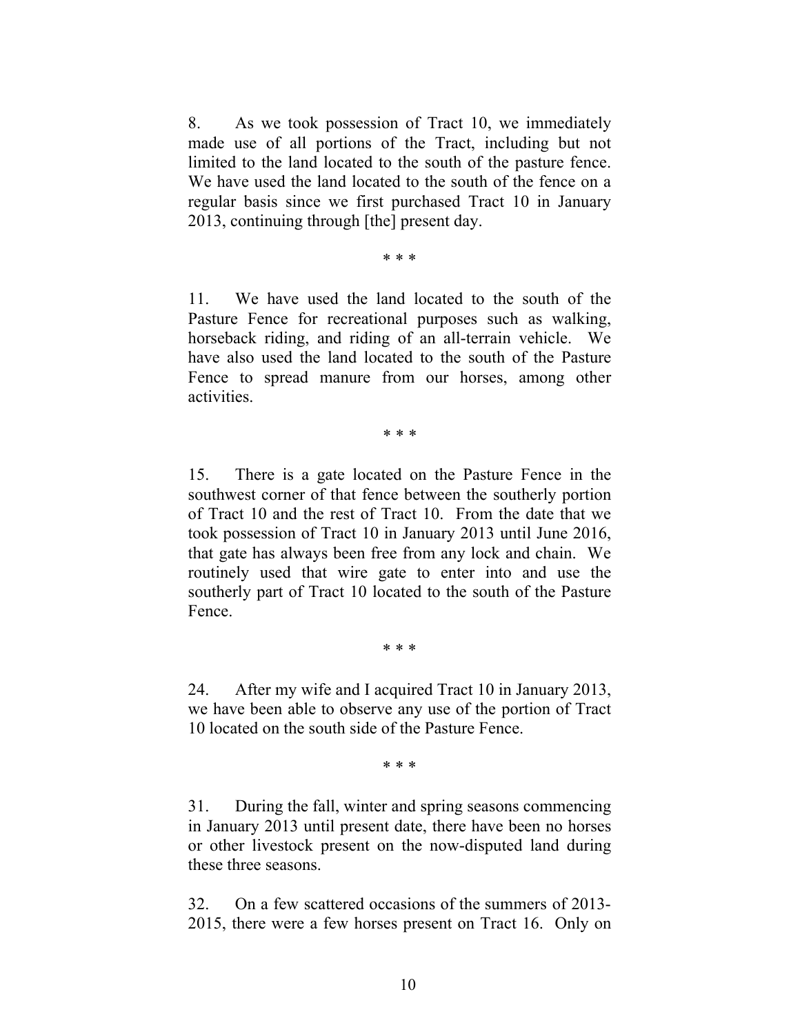8. As we took possession of Tract 10, we immediately made use of all portions of the Tract, including but not limited to the land located to the south of the pasture fence. We have used the land located to the south of the fence on a regular basis since we first purchased Tract 10 in January 2013, continuing through [the] present day.

* * *

11. We have used the land located to the south of the Pasture Fence for recreational purposes such as walking, horseback riding, and riding of an all-terrain vehicle. We have also used the land located to the south of the Pasture Fence to spread manure from our horses, among other activities.

* * *

15. There is a gate located on the Pasture Fence in the southwest corner of that fence between the southerly portion of Tract 10 and the rest of Tract 10. From the date that we took possession of Tract 10 in January 2013 until June 2016, that gate has always been free from any lock and chain. We routinely used that wire gate to enter into and use the southerly part of Tract 10 located to the south of the Pasture Fence.

* * *

24. After my wife and I acquired Tract 10 in January 2013, we have been able to observe any use of the portion of Tract 10 located on the south side of the Pasture Fence.

* * *

31. During the fall, winter and spring seasons commencing in January 2013 until present date, there have been no horses or other livestock present on the now-disputed land during these three seasons.

32. On a few scattered occasions of the summers of 2013-2015, there were a few horses present on Tract 16. Only on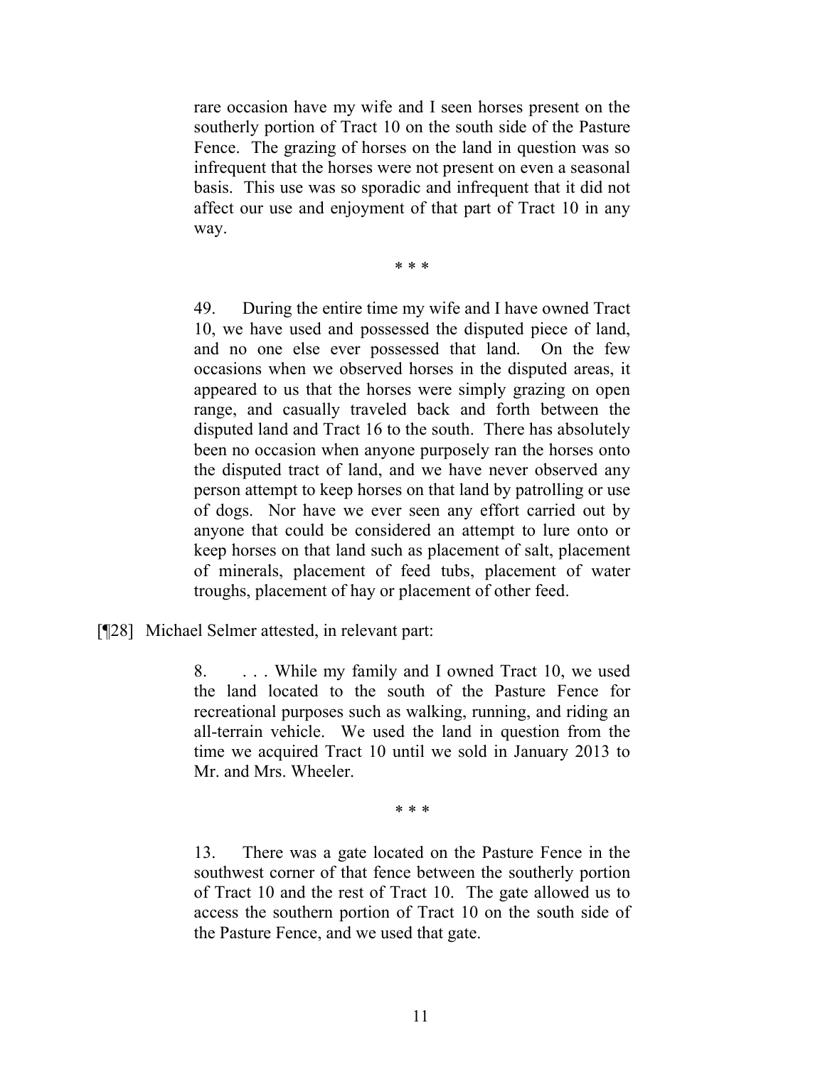> rare occasion have my wife and I seen horses present on the southerly portion of Tract 10 on the south side of the Pasture Fence. The grazing of horses on the land in question was so infrequent that the horses were not present on even a seasonal basis. This use was so sporadic and infrequent that it did not affect our use and enjoyment of that part of Tract 10 in any way.
>
> \* \* \*
>
> 49. During the entire time my wife and I have owned Tract 10, we have used and possessed the disputed piece of land, and no one else ever possessed that land. On the few occasions when we observed horses in the disputed areas, it appeared to us that the horses were simply grazing on open range, and casually traveled back and forth between the disputed land and Tract 16 to the south. There has absolutely been no occasion when anyone purposely ran the horses onto the disputed tract of land, and we have never observed any person attempt to keep horses on that land by patrolling or use of dogs. Nor have we ever seen any effort carried out by anyone that could be considered an attempt to lure onto or keep horses on that land such as placement of salt, placement of minerals, placement of feed tubs, placement of water troughs, placement of hay or placement of other feed.

[¶28] Michael Selmer attested, in relevant part:

> 8. . . . While my family and I owned Tract 10, we used the land located to the south of the Pasture Fence for recreational purposes such as walking, running, and riding an all-terrain vehicle. We used the land in question from the time we acquired Tract 10 until we sold in January 2013 to Mr. and Mrs. Wheeler.
>
> \* \* \*
>
> 13. There was a gate located on the Pasture Fence in the southwest corner of that fence between the southerly portion of Tract 10 and the rest of Tract 10. The gate allowed us to access the southern portion of Tract 10 on the south side of the Pasture Fence, and we used that gate.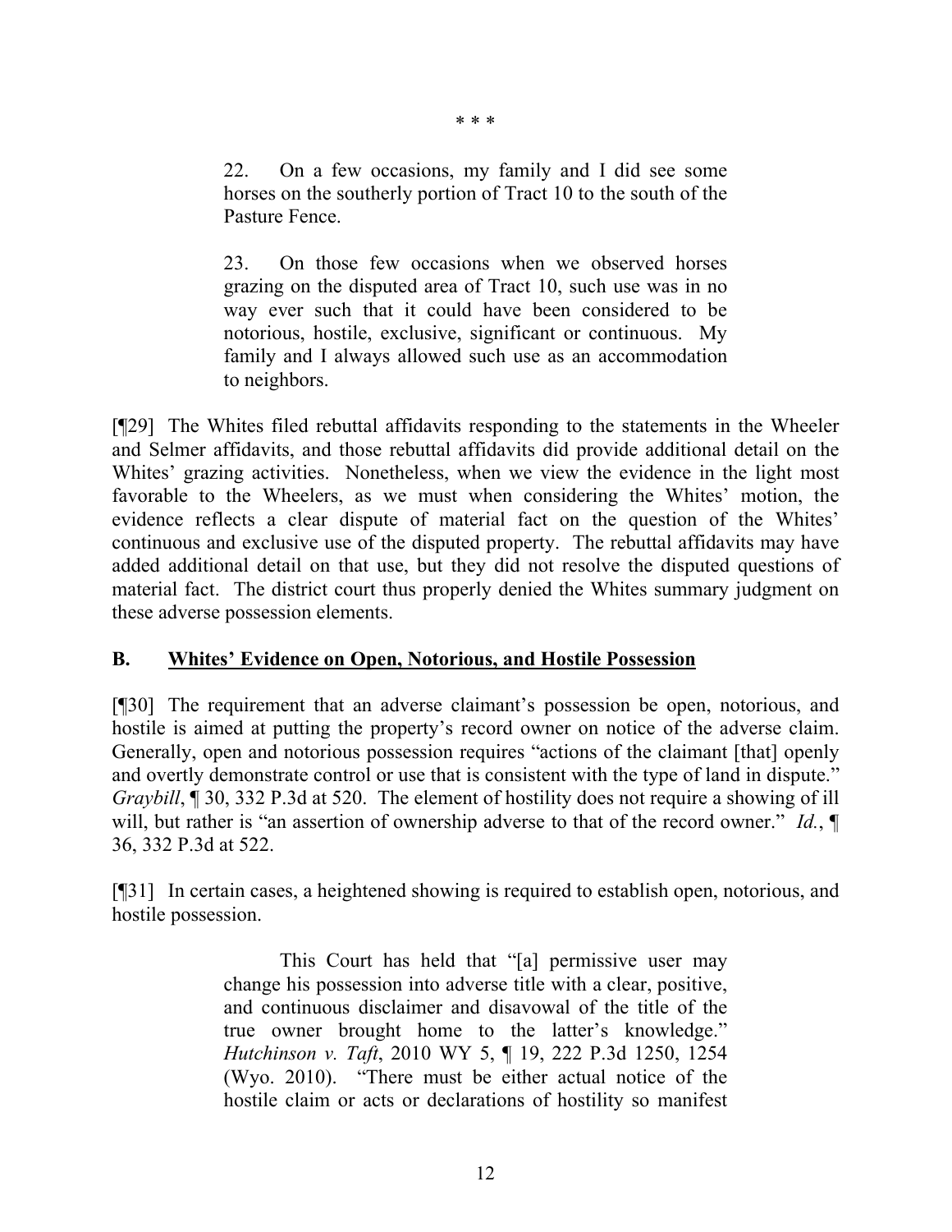\* \* \*

> 22. On a few occasions, my family and I did see some horses on the southerly portion of Tract 10 to the south of the Pasture Fence.
>
> 23. On those few occasions when we observed horses grazing on the disputed area of Tract 10, such use was in no way ever such that it could have been considered to be notorious, hostile, exclusive, significant or continuous. My family and I always allowed such use as an accommodation to neighbors.

[¶29] The Whites filed rebuttal affidavits responding to the statements in the Wheeler and Selmer affidavits, and those rebuttal affidavits did provide additional detail on the Whites' grazing activities. Nonetheless, when we view the evidence in the light most favorable to the Wheelers, as we must when considering the Whites' motion, the evidence reflects a clear dispute of material fact on the question of the Whites' continuous and exclusive use of the disputed property. The rebuttal affidavits may have added additional detail on that use, but they did not resolve the disputed questions of material fact. The district court thus properly denied the Whites summary judgment on these adverse possession elements.

### B. <u>Whites' Evidence on Open, Notorious, and Hostile Possession</u>

[¶30] The requirement that an adverse claimant's possession be open, notorious, and hostile is aimed at putting the property's record owner on notice of the adverse claim. Generally, open and notorious possession requires "actions of the claimant [that] openly and overtly demonstrate control or use that is consistent with the type of land in dispute." *Graybill*, ¶ 30, 332 P.3d at 520. The element of hostility does not require a showing of ill will, but rather is "an assertion of ownership adverse to that of the record owner." *Id.*, ¶ 36, 332 P.3d at 522.

[¶31] In certain cases, a heightened showing is required to establish open, notorious, and hostile possession.

> This Court has held that "[a] permissive user may change his possession into adverse title with a clear, positive, and continuous disclaimer and disavowal of the title of the true owner brought home to the latter's knowledge." *Hutchinson v. Taft*, 2010 WY 5, ¶ 19, 222 P.3d 1250, 1254 (Wyo. 2010). "There must be either actual notice of the hostile claim or acts or declarations of hostility so manifest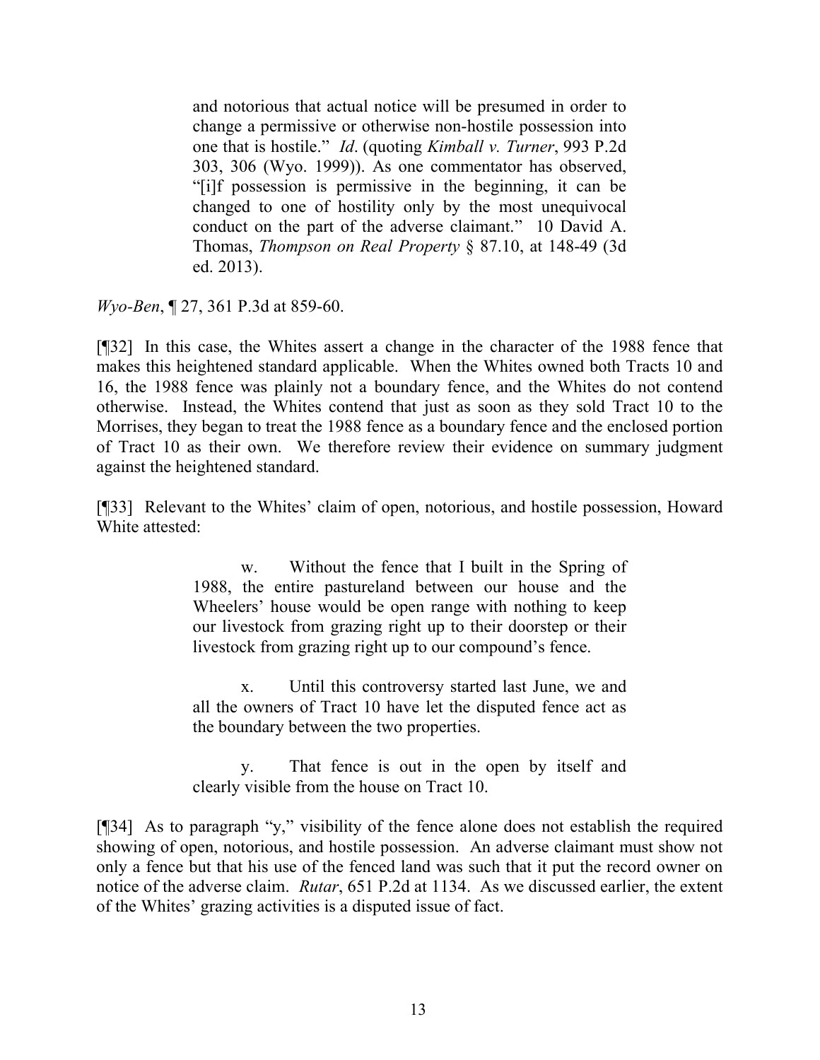> and notorious that actual notice will be presumed in order to change a permissive or otherwise non-hostile possession into one that is hostile." *Id*. (quoting *Kimball v. Turner*, 993 P.2d 303, 306 (Wyo. 1999)). As one commentator has observed, "[i]f possession is permissive in the beginning, it can be changed to one of hostility only by the most unequivocal conduct on the part of the adverse claimant." 10 David A. Thomas, *Thompson on Real Property* § 87.10, at 148-49 (3d ed. 2013).

*Wyo-Ben*, ¶ 27, 361 P.3d at 859-60.

[¶32] In this case, the Whites assert a change in the character of the 1988 fence that makes this heightened standard applicable. When the Whites owned both Tracts 10 and 16, the 1988 fence was plainly not a boundary fence, and the Whites do not contend otherwise. Instead, the Whites contend that just as soon as they sold Tract 10 to the Morrises, they began to treat the 1988 fence as a boundary fence and the enclosed portion of Tract 10 as their own. We therefore review their evidence on summary judgment against the heightened standard.

[¶33] Relevant to the Whites' claim of open, notorious, and hostile possession, Howard White attested:

> w. Without the fence that I built in the Spring of 1988, the entire pastureland between our house and the Wheelers' house would be open range with nothing to keep our livestock from grazing right up to their doorstep or their livestock from grazing right up to our compound's fence.
>
> x. Until this controversy started last June, we and all the owners of Tract 10 have let the disputed fence act as the boundary between the two properties.
>
> y. That fence is out in the open by itself and clearly visible from the house on Tract 10.

[¶34] As to paragraph "y," visibility of the fence alone does not establish the required showing of open, notorious, and hostile possession. An adverse claimant must show not only a fence but that his use of the fenced land was such that it put the record owner on notice of the adverse claim. *Rutar*, 651 P.2d at 1134. As we discussed earlier, the extent of the Whites' grazing activities is a disputed issue of fact.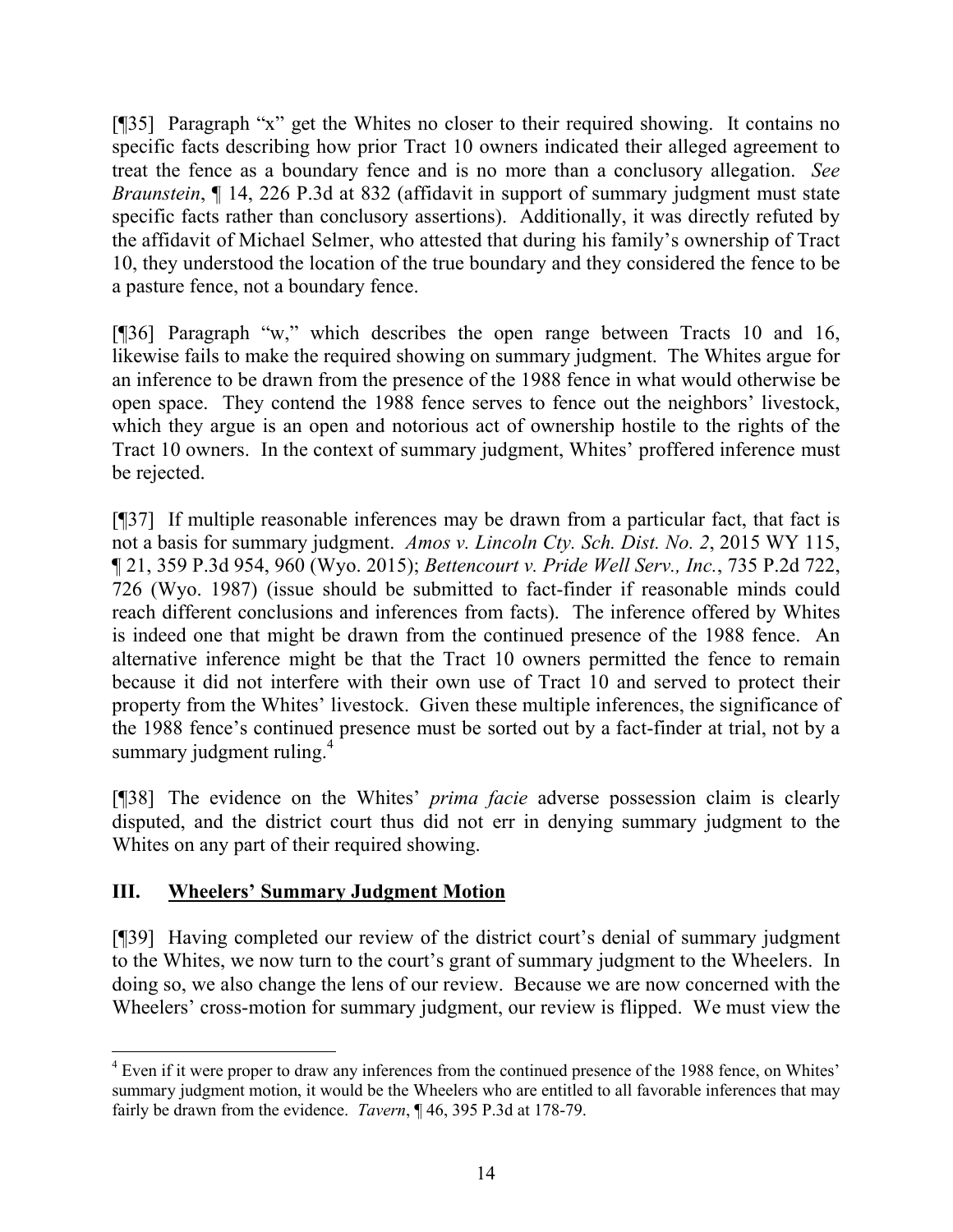[¶35] Paragraph "x" get the Whites no closer to their required showing. It contains no specific facts describing how prior Tract 10 owners indicated their alleged agreement to treat the fence as a boundary fence and is no more than a conclusory allegation. *See Braunstein*, ¶ 14, 226 P.3d at 832 (affidavit in support of summary judgment must state specific facts rather than conclusory assertions). Additionally, it was directly refuted by the affidavit of Michael Selmer, who attested that during his family's ownership of Tract 10, they understood the location of the true boundary and they considered the fence to be a pasture fence, not a boundary fence.

[¶36] Paragraph "w," which describes the open range between Tracts 10 and 16, likewise fails to make the required showing on summary judgment. The Whites argue for an inference to be drawn from the presence of the 1988 fence in what would otherwise be open space. They contend the 1988 fence serves to fence out the neighbors' livestock, which they argue is an open and notorious act of ownership hostile to the rights of the Tract 10 owners. In the context of summary judgment, Whites' proffered inference must be rejected.

[¶37] If multiple reasonable inferences may be drawn from a particular fact, that fact is not a basis for summary judgment. *Amos v. Lincoln Cty. Sch. Dist. No. 2*, 2015 WY 115, ¶ 21, 359 P.3d 954, 960 (Wyo. 2015); *Bettencourt v. Pride Well Serv., Inc.*, 735 P.2d 722, 726 (Wyo. 1987) (issue should be submitted to fact-finder if reasonable minds could reach different conclusions and inferences from facts). The inference offered by Whites is indeed one that might be drawn from the continued presence of the 1988 fence. An alternative inference might be that the Tract 10 owners permitted the fence to remain because it did not interfere with their own use of Tract 10 and served to protect their property from the Whites' livestock. Given these multiple inferences, the significance of the 1988 fence's continued presence must be sorted out by a fact-finder at trial, not by a summary judgment ruling.[4]

[¶38] The evidence on the Whites' *prima facie* adverse possession claim is clearly disputed, and the district court thus did not err in denying summary judgment to the Whites on any part of their required showing.

## III. Wheelers' Summary Judgment Motion

[¶39] Having completed our review of the district court's denial of summary judgment to the Whites, we now turn to the court's grant of summary judgment to the Wheelers. In doing so, we also change the lens of our review. Because we are now concerned with the Wheelers' cross-motion for summary judgment, our review is flipped. We must view the

---

[4] Even if it were proper to draw any inferences from the continued presence of the 1988 fence, on Whites' summary judgment motion, it would be the Wheelers who are entitled to all favorable inferences that may fairly be drawn from the evidence. *Tavern*, ¶ 46, 395 P.3d at 178-79.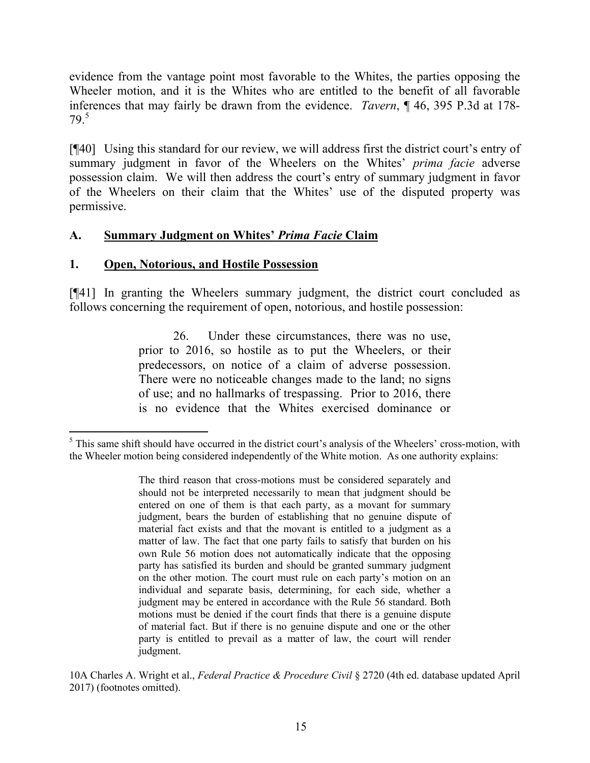evidence from the vantage point most favorable to the Whites, the parties opposing the Wheeler motion, and it is the Whites who are entitled to the benefit of all favorable inferences that may fairly be drawn from the evidence. *Tavern*, ¶ 46, 395 P.3d at 178-79.[5]

[¶40] Using this standard for our review, we will address first the district court's entry of summary judgment in favor of the Wheelers on the Whites' *prima facie* adverse possession claim. We will then address the court's entry of summary judgment in favor of the Wheelers on their claim that the Whites' use of the disputed property was permissive.

## A. Summary Judgment on Whites' *Prima Facie* Claim

### 1. Open, Notorious, and Hostile Possession

[¶41] In granting the Wheelers summary judgment, the district court concluded as follows concerning the requirement of open, notorious, and hostile possession:

> 26. Under these circumstances, there was no use, prior to 2016, so hostile as to put the Wheelers, or their predecessors, on notice of a claim of adverse possession. There were no noticeable changes made to the land; no signs of use; and no hallmarks of trespassing. Prior to 2016, there is no evidence that the Whites exercised dominance or

---

[5] This same shift should have occurred in the district court's analysis of the Wheelers' cross-motion, with the Wheeler motion being considered independently of the White motion. As one authority explains:

> The third reason that cross-motions must be considered separately and should not be interpreted necessarily to mean that judgment should be entered on one of them is that each party, as a movant for summary judgment, bears the burden of establishing that no genuine dispute of material fact exists and that the movant is entitled to a judgment as a matter of law. The fact that one party fails to satisfy that burden on his own Rule 56 motion does not automatically indicate that the opposing party has satisfied its burden and should be granted summary judgment on the other motion. The court must rule on each party's motion on an individual and separate basis, determining, for each side, whether a judgment may be entered in accordance with the Rule 56 standard. Both motions must be denied if the court finds that there is a genuine dispute of material fact. But if there is no genuine dispute and one or the other party is entitled to prevail as a matter of law, the court will render judgment.

10A Charles A. Wright et al., *Federal Practice & Procedure Civil* § 2720 (4th ed. database updated April 2017) (footnotes omitted).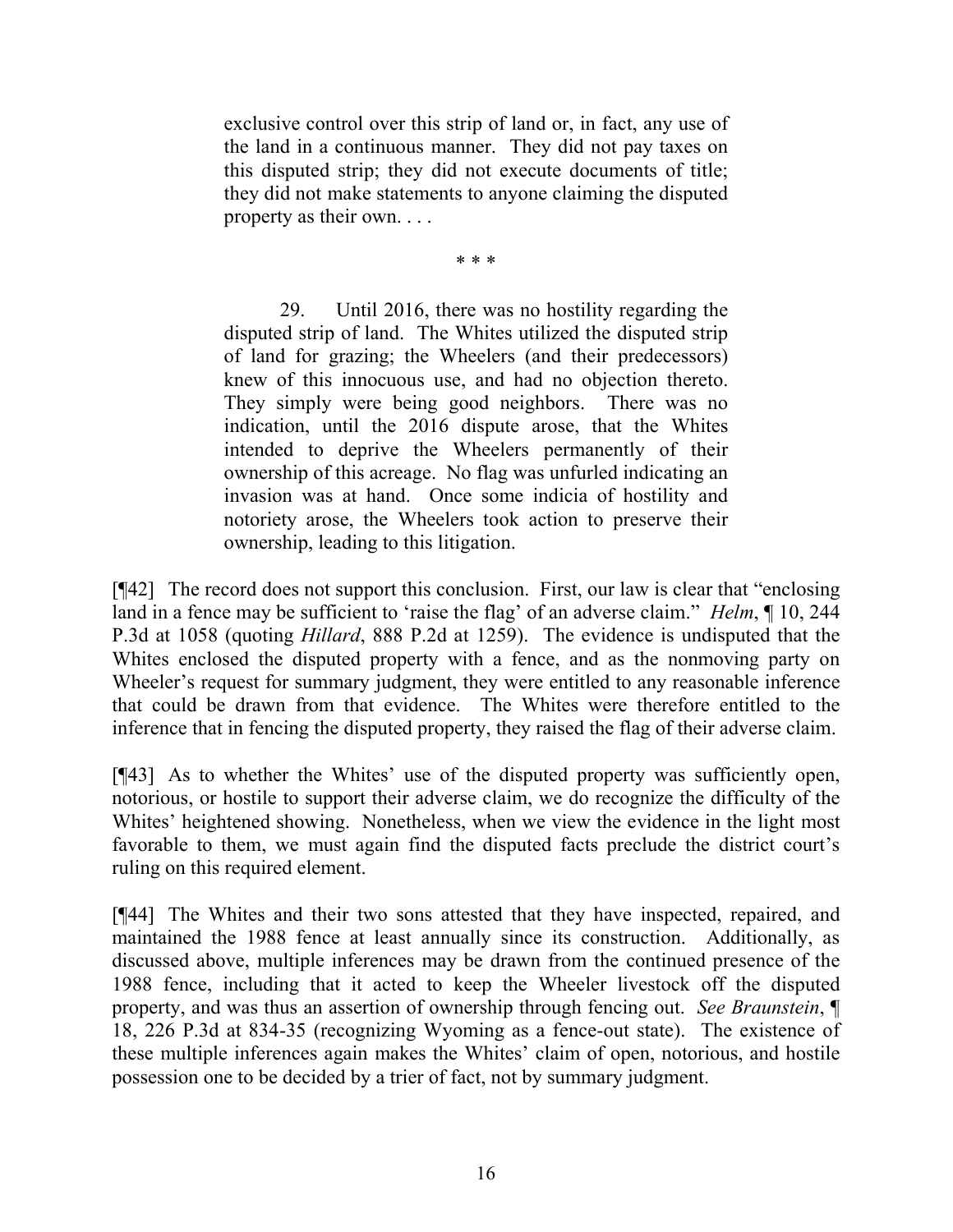> exclusive control over this strip of land or, in fact, any use of the land in a continuous manner. They did not pay taxes on this disputed strip; they did not execute documents of title; they did not make statements to anyone claiming the disputed property as their own. . . .
>
> \* \* \*
>
> 29. Until 2016, there was no hostility regarding the disputed strip of land. The Whites utilized the disputed strip of land for grazing; the Wheelers (and their predecessors) knew of this innocuous use, and had no objection thereto. They simply were being good neighbors. There was no indication, until the 2016 dispute arose, that the Whites intended to deprive the Wheelers permanently of their ownership of this acreage. No flag was unfurled indicating an invasion was at hand. Once some indicia of hostility and notoriety arose, the Wheelers took action to preserve their ownership, leading to this litigation.

[¶42] The record does not support this conclusion. First, our law is clear that "enclosing land in a fence may be sufficient to 'raise the flag' of an adverse claim." *Helm*, ¶ 10, 244 P.3d at 1058 (quoting *Hillard*, 888 P.2d at 1259). The evidence is undisputed that the Whites enclosed the disputed property with a fence, and as the nonmoving party on Wheeler's request for summary judgment, they were entitled to any reasonable inference that could be drawn from that evidence. The Whites were therefore entitled to the inference that in fencing the disputed property, they raised the flag of their adverse claim.

[¶43] As to whether the Whites' use of the disputed property was sufficiently open, notorious, or hostile to support their adverse claim, we do recognize the difficulty of the Whites' heightened showing. Nonetheless, when we view the evidence in the light most favorable to them, we must again find the disputed facts preclude the district court's ruling on this required element.

[¶44] The Whites and their two sons attested that they have inspected, repaired, and maintained the 1988 fence at least annually since its construction. Additionally, as discussed above, multiple inferences may be drawn from the continued presence of the 1988 fence, including that it acted to keep the Wheeler livestock off the disputed property, and was thus an assertion of ownership through fencing out. *See Braunstein*, ¶ 18, 226 P.3d at 834-35 (recognizing Wyoming as a fence-out state). The existence of these multiple inferences again makes the Whites' claim of open, notorious, and hostile possession one to be decided by a trier of fact, not by summary judgment.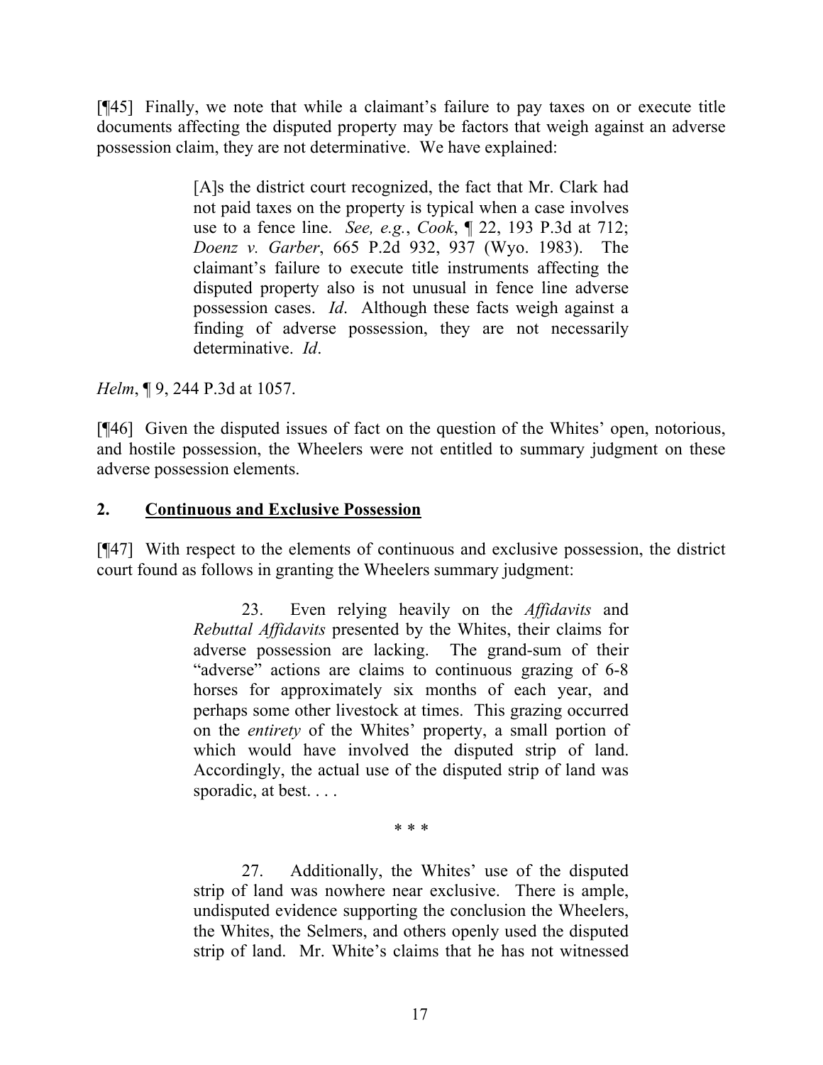[¶45] Finally, we note that while a claimant's failure to pay taxes on or execute title documents affecting the disputed property may be factors that weigh against an adverse possession claim, they are not determinative. We have explained:

> [A]s the district court recognized, the fact that Mr. Clark had not paid taxes on the property is typical when a case involves use to a fence line. *See, e.g.*, *Cook*, ¶ 22, 193 P.3d at 712; *Doenz v. Garber*, 665 P.2d 932, 937 (Wyo. 1983). The claimant's failure to execute title instruments affecting the disputed property also is not unusual in fence line adverse possession cases. *Id*. Although these facts weigh against a finding of adverse possession, they are not necessarily determinative. *Id*.

*Helm*, ¶ 9, 244 P.3d at 1057.

[¶46] Given the disputed issues of fact on the question of the Whites' open, notorious, and hostile possession, the Wheelers were not entitled to summary judgment on these adverse possession elements.

## 2. Continuous and Exclusive Possession

[¶47] With respect to the elements of continuous and exclusive possession, the district court found as follows in granting the Wheelers summary judgment:

> 23. Even relying heavily on the *Affidavits* and *Rebuttal Affidavits* presented by the Whites, their claims for adverse possession are lacking. The grand-sum of their "adverse" actions are claims to continuous grazing of 6-8 horses for approximately six months of each year, and perhaps some other livestock at times. This grazing occurred on the *entirety* of the Whites' property, a small portion of which would have involved the disputed strip of land. Accordingly, the actual use of the disputed strip of land was sporadic, at best. . . .
>
> \* \* \*
>
> 27. Additionally, the Whites' use of the disputed strip of land was nowhere near exclusive. There is ample, undisputed evidence supporting the conclusion the Wheelers, the Whites, the Selmers, and others openly used the disputed strip of land. Mr. White's claims that he has not witnessed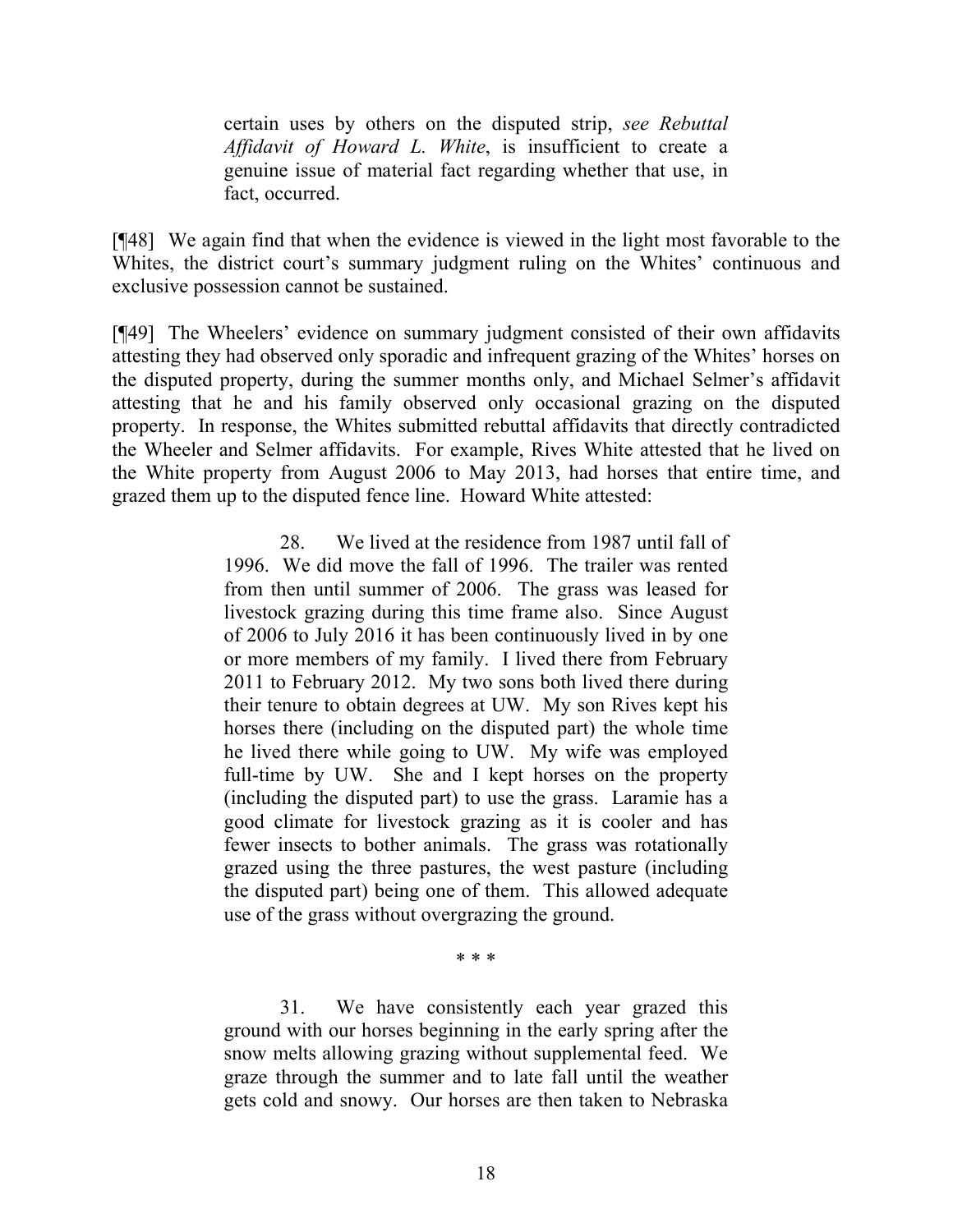> certain uses by others on the disputed strip, *see Rebuttal Affidavit of Howard L. White*, is insufficient to create a genuine issue of material fact regarding whether that use, in fact, occurred.

[¶48] We again find that when the evidence is viewed in the light most favorable to the Whites, the district court's summary judgment ruling on the Whites' continuous and exclusive possession cannot be sustained.

[¶49] The Wheelers' evidence on summary judgment consisted of their own affidavits attesting they had observed only sporadic and infrequent grazing of the Whites' horses on the disputed property, during the summer months only, and Michael Selmer's affidavit attesting that he and his family observed only occasional grazing on the disputed property. In response, the Whites submitted rebuttal affidavits that directly contradicted the Wheeler and Selmer affidavits. For example, Rives White attested that he lived on the White property from August 2006 to May 2013, had horses that entire time, and grazed them up to the disputed fence line. Howard White attested:

> 28. We lived at the residence from 1987 until fall of 1996. We did move the fall of 1996. The trailer was rented from then until summer of 2006. The grass was leased for livestock grazing during this time frame also. Since August of 2006 to July 2016 it has been continuously lived in by one or more members of my family. I lived there from February 2011 to February 2012. My two sons both lived there during their tenure to obtain degrees at UW. My son Rives kept his horses there (including on the disputed part) the whole time he lived there while going to UW. My wife was employed full-time by UW. She and I kept horses on the property (including the disputed part) to use the grass. Laramie has a good climate for livestock grazing as it is cooler and has fewer insects to bother animals. The grass was rotationally grazed using the three pastures, the west pasture (including the disputed part) being one of them. This allowed adequate use of the grass without overgrazing the ground.
>
> \* \* \*
>
> 31. We have consistently each year grazed this ground with our horses beginning in the early spring after the snow melts allowing grazing without supplemental feed. We graze through the summer and to late fall until the weather gets cold and snowy. Our horses are then taken to Nebraska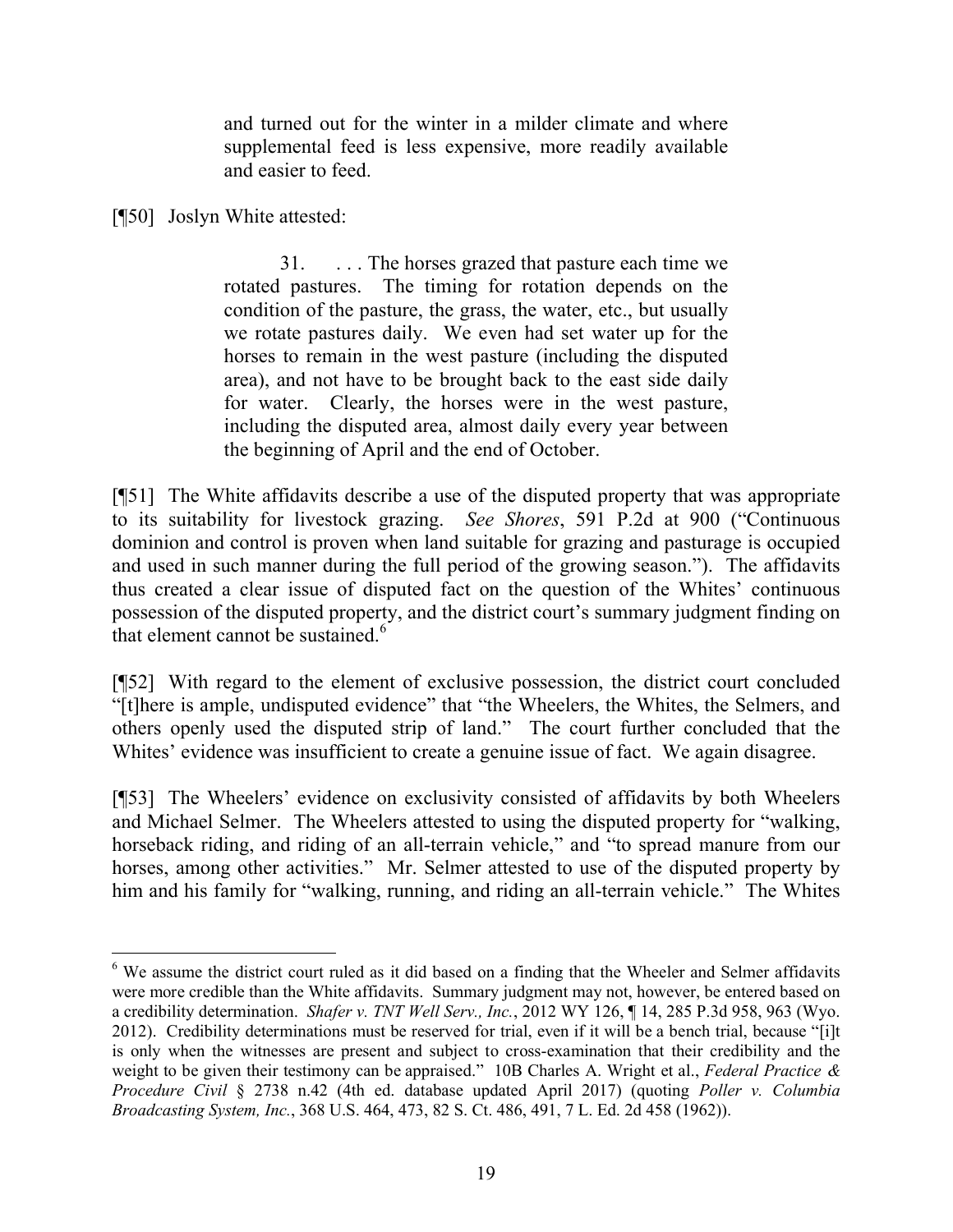> and turned out for the winter in a milder climate and where supplemental feed is less expensive, more readily available and easier to feed.

[¶50] Joslyn White attested:

> 31. . . . The horses grazed that pasture each time we rotated pastures. The timing for rotation depends on the condition of the pasture, the grass, the water, etc., but usually we rotate pastures daily. We even had set water up for the horses to remain in the west pasture (including the disputed area), and not have to be brought back to the east side daily for water. Clearly, the horses were in the west pasture, including the disputed area, almost daily every year between the beginning of April and the end of October.

[¶51] The White affidavits describe a use of the disputed property that was appropriate to its suitability for livestock grazing. *See Shores*, 591 P.2d at 900 ("Continuous dominion and control is proven when land suitable for grazing and pasturage is occupied and used in such manner during the full period of the growing season."). The affidavits thus created a clear issue of disputed fact on the question of the Whites' continuous possession of the disputed property, and the district court's summary judgment finding on that element cannot be sustained.[6]

[¶52] With regard to the element of exclusive possession, the district court concluded "[t]here is ample, undisputed evidence" that "the Wheelers, the Whites, the Selmers, and others openly used the disputed strip of land." The court further concluded that the Whites' evidence was insufficient to create a genuine issue of fact. We again disagree.

[¶53] The Wheelers' evidence on exclusivity consisted of affidavits by both Wheelers and Michael Selmer. The Wheelers attested to using the disputed property for "walking, horseback riding, and riding of an all-terrain vehicle," and "to spread manure from our horses, among other activities." Mr. Selmer attested to use of the disputed property by him and his family for "walking, running, and riding an all-terrain vehicle." The Whites

---

[6] We assume the district court ruled as it did based on a finding that the Wheeler and Selmer affidavits were more credible than the White affidavits. Summary judgment may not, however, be entered based on a credibility determination. *Shafer v. TNT Well Serv., Inc.*, 2012 WY 126, ¶ 14, 285 P.3d 958, 963 (Wyo. 2012). Credibility determinations must be reserved for trial, even if it will be a bench trial, because "[i]t is only when the witnesses are present and subject to cross-examination that their credibility and the weight to be given their testimony can be appraised." 10B Charles A. Wright et al., *Federal Practice & Procedure Civil* § 2738 n.42 (4th ed. database updated April 2017) (quoting *Poller v. Columbia Broadcasting System, Inc.*, 368 U.S. 464, 473, 82 S. Ct. 486, 491, 7 L. Ed. 2d 458 (1962)).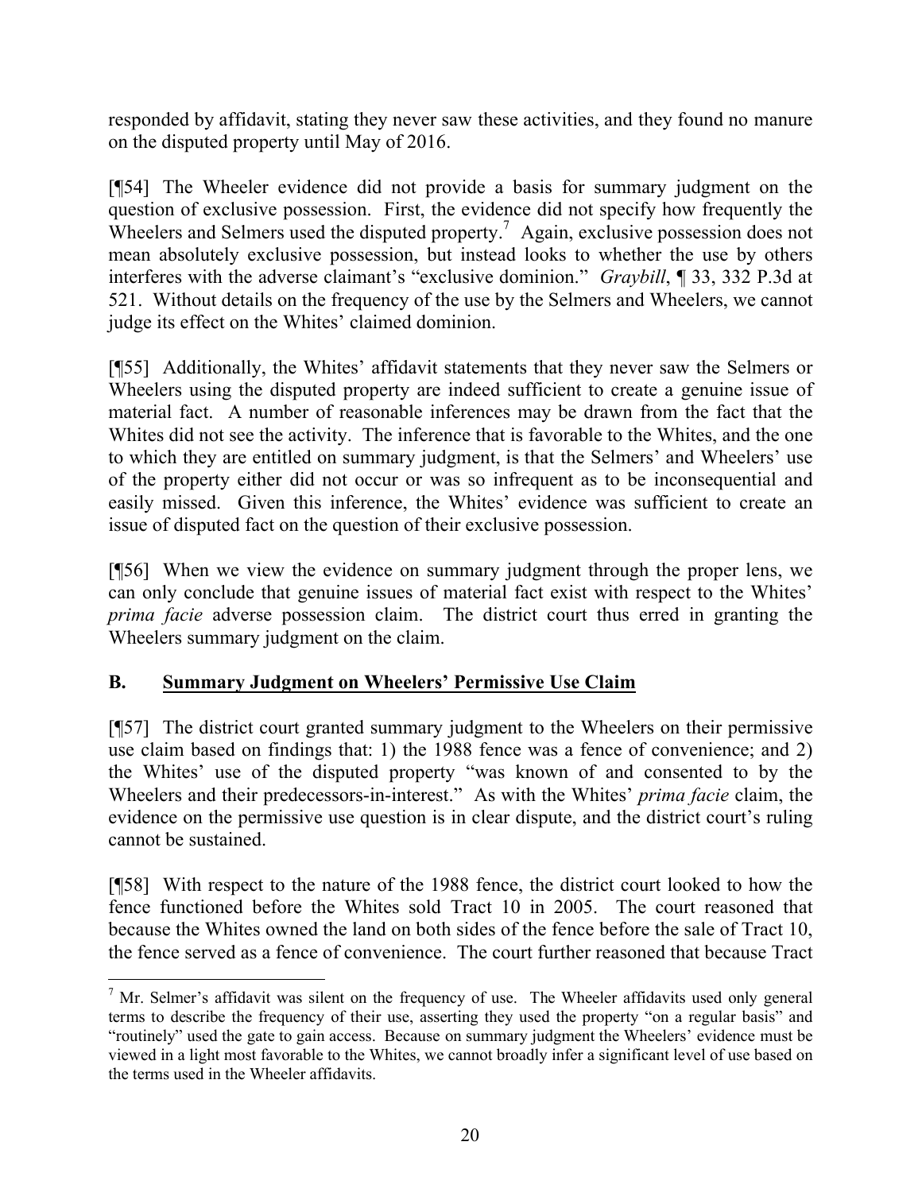responded by affidavit, stating they never saw these activities, and they found no manure on the disputed property until May of 2016.

[¶54] The Wheeler evidence did not provide a basis for summary judgment on the question of exclusive possession. First, the evidence did not specify how frequently the Wheelers and Selmers used the disputed property.[7] Again, exclusive possession does not mean absolutely exclusive possession, but instead looks to whether the use by others interferes with the adverse claimant's "exclusive dominion." *Graybill*, ¶ 33, 332 P.3d at 521. Without details on the frequency of the use by the Selmers and Wheelers, we cannot judge its effect on the Whites' claimed dominion.

[¶55] Additionally, the Whites' affidavit statements that they never saw the Selmers or Wheelers using the disputed property are indeed sufficient to create a genuine issue of material fact. A number of reasonable inferences may be drawn from the fact that the Whites did not see the activity. The inference that is favorable to the Whites, and the one to which they are entitled on summary judgment, is that the Selmers' and Wheelers' use of the property either did not occur or was so infrequent as to be inconsequential and easily missed. Given this inference, the Whites' evidence was sufficient to create an issue of disputed fact on the question of their exclusive possession.

[¶56] When we view the evidence on summary judgment through the proper lens, we can only conclude that genuine issues of material fact exist with respect to the Whites' *prima facie* adverse possession claim. The district court thus erred in granting the Wheelers summary judgment on the claim.

## B. Summary Judgment on Wheelers' Permissive Use Claim

[¶57] The district court granted summary judgment to the Wheelers on their permissive use claim based on findings that: 1) the 1988 fence was a fence of convenience; and 2) the Whites' use of the disputed property "was known of and consented to by the Wheelers and their predecessors-in-interest." As with the Whites' *prima facie* claim, the evidence on the permissive use question is in clear dispute, and the district court's ruling cannot be sustained.

[¶58] With respect to the nature of the 1988 fence, the district court looked to how the fence functioned before the Whites sold Tract 10 in 2005. The court reasoned that because the Whites owned the land on both sides of the fence before the sale of Tract 10, the fence served as a fence of convenience. The court further reasoned that because Tract

[7] Mr. Selmer's affidavit was silent on the frequency of use. The Wheeler affidavits used only general terms to describe the frequency of their use, asserting they used the property "on a regular basis" and "routinely" used the gate to gain access. Because on summary judgment the Wheelers' evidence must be viewed in a light most favorable to the Whites, we cannot broadly infer a significant level of use based on the terms used in the Wheeler affidavits.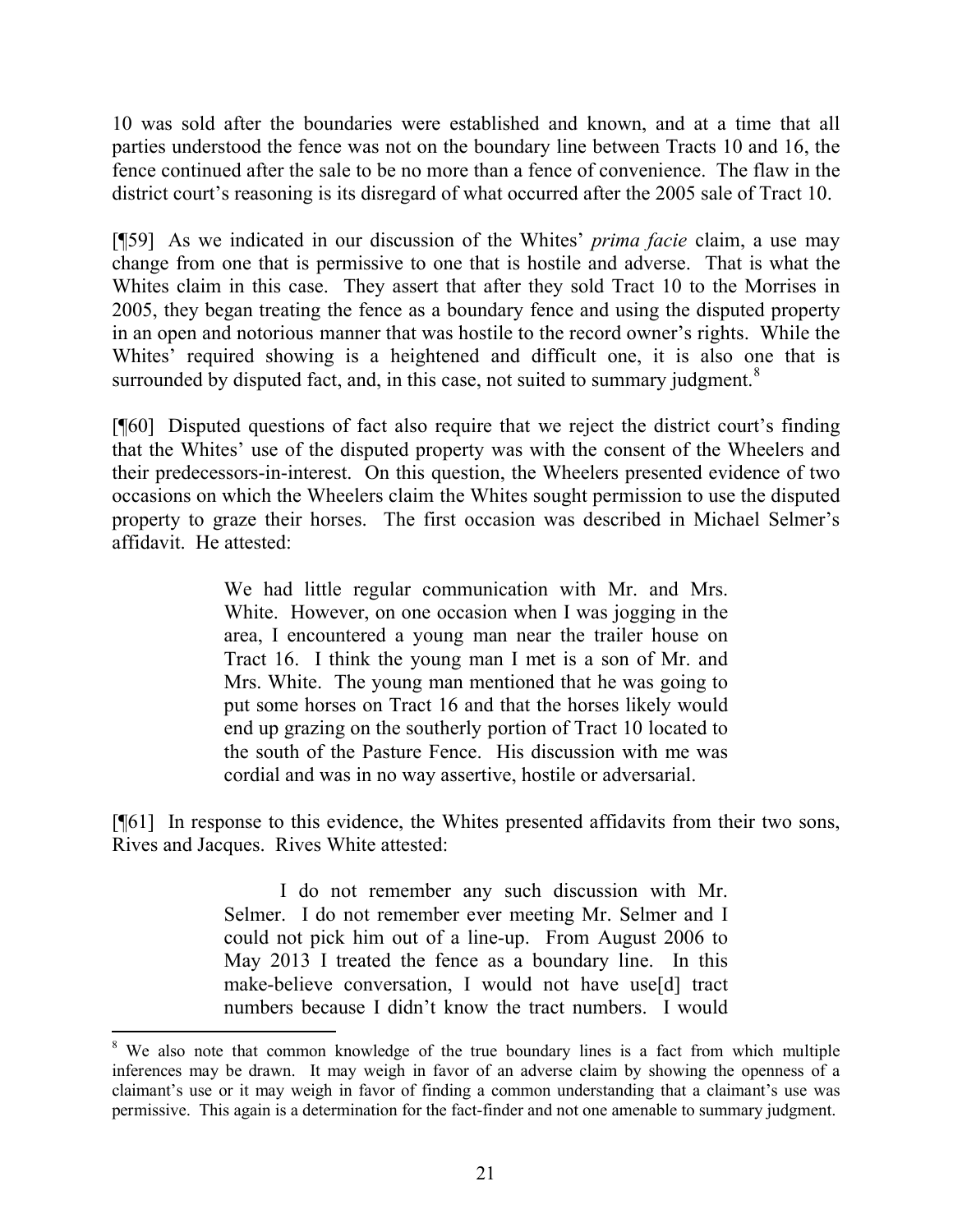10 was sold after the boundaries were established and known, and at a time that all parties understood the fence was not on the boundary line between Tracts 10 and 16, the fence continued after the sale to be no more than a fence of convenience. The flaw in the district court's reasoning is its disregard of what occurred after the 2005 sale of Tract 10.

[¶59] As we indicated in our discussion of the Whites' *prima facie* claim, a use may change from one that is permissive to one that is hostile and adverse. That is what the Whites claim in this case. They assert that after they sold Tract 10 to the Morrises in 2005, they began treating the fence as a boundary fence and using the disputed property in an open and notorious manner that was hostile to the record owner's rights. While the Whites' required showing is a heightened and difficult one, it is also one that is surrounded by disputed fact, and, in this case, not suited to summary judgment.[8]

[¶60] Disputed questions of fact also require that we reject the district court's finding that the Whites' use of the disputed property was with the consent of the Wheelers and their predecessors-in-interest. On this question, the Wheelers presented evidence of two occasions on which the Wheelers claim the Whites sought permission to use the disputed property to graze their horses. The first occasion was described in Michael Selmer's affidavit. He attested:

> We had little regular communication with Mr. and Mrs. White. However, on one occasion when I was jogging in the area, I encountered a young man near the trailer house on Tract 16. I think the young man I met is a son of Mr. and Mrs. White. The young man mentioned that he was going to put some horses on Tract 16 and that the horses likely would end up grazing on the southerly portion of Tract 10 located to the south of the Pasture Fence. His discussion with me was cordial and was in no way assertive, hostile or adversarial.

[¶61] In response to this evidence, the Whites presented affidavits from their two sons, Rives and Jacques. Rives White attested:

> I do not remember any such discussion with Mr. Selmer. I do not remember ever meeting Mr. Selmer and I could not pick him out of a line-up. From August 2006 to May 2013 I treated the fence as a boundary line. In this make-believe conversation, I would not have use[d] tract numbers because I didn't know the tract numbers. I would

---

[8] We also note that common knowledge of the true boundary lines is a fact from which multiple inferences may be drawn. It may weigh in favor of an adverse claim by showing the openness of a claimant's use or it may weigh in favor of finding a common understanding that a claimant's use was permissive. This again is a determination for the fact-finder and not one amenable to summary judgment.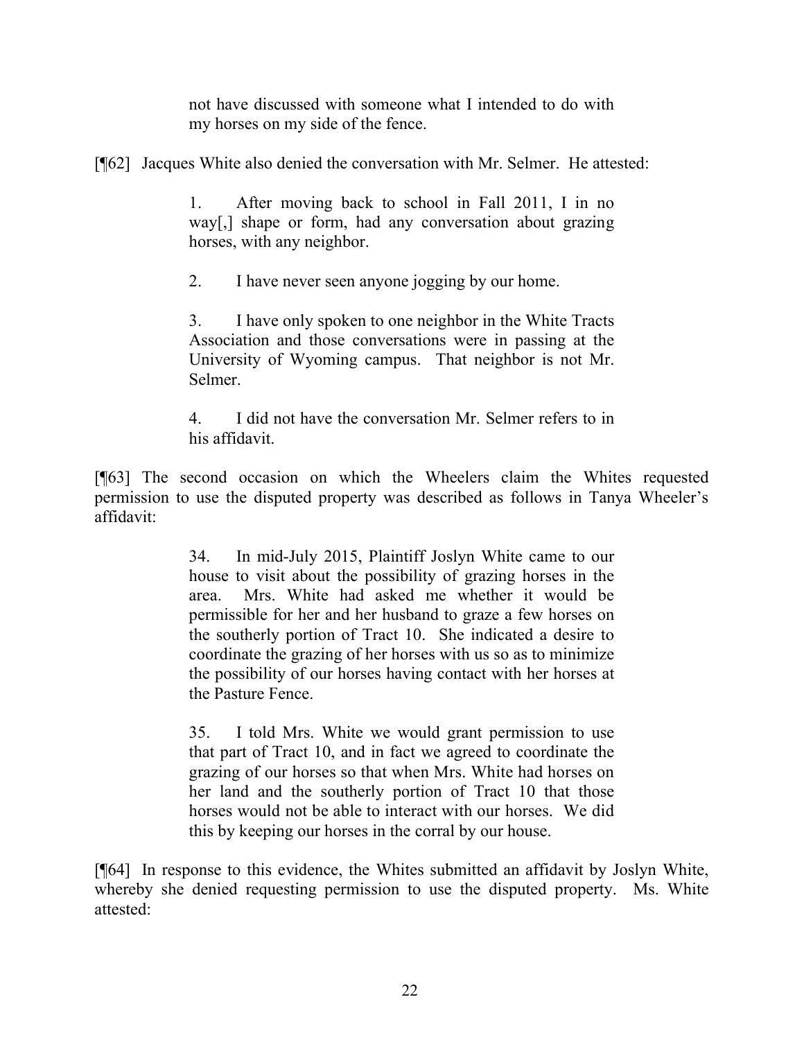> not have discussed with someone what I intended to do with my horses on my side of the fence.

[¶62] Jacques White also denied the conversation with Mr. Selmer. He attested:

> 1. After moving back to school in Fall 2011, I in no way[,] shape or form, had any conversation about grazing horses, with any neighbor.
>
> 2. I have never seen anyone jogging by our home.
>
> 3. I have only spoken to one neighbor in the White Tracts Association and those conversations were in passing at the University of Wyoming campus. That neighbor is not Mr. Selmer.
>
> 4. I did not have the conversation Mr. Selmer refers to in his affidavit.

[¶63] The second occasion on which the Wheelers claim the Whites requested permission to use the disputed property was described as follows in Tanya Wheeler's affidavit:

> 34. In mid-July 2015, Plaintiff Joslyn White came to our house to visit about the possibility of grazing horses in the area. Mrs. White had asked me whether it would be permissible for her and her husband to graze a few horses on the southerly portion of Tract 10. She indicated a desire to coordinate the grazing of her horses with us so as to minimize the possibility of our horses having contact with her horses at the Pasture Fence.
>
> 35. I told Mrs. White we would grant permission to use that part of Tract 10, and in fact we agreed to coordinate the grazing of our horses so that when Mrs. White had horses on her land and the southerly portion of Tract 10 that those horses would not be able to interact with our horses. We did this by keeping our horses in the corral by our house.

[¶64] In response to this evidence, the Whites submitted an affidavit by Joslyn White, whereby she denied requesting permission to use the disputed property. Ms. White attested: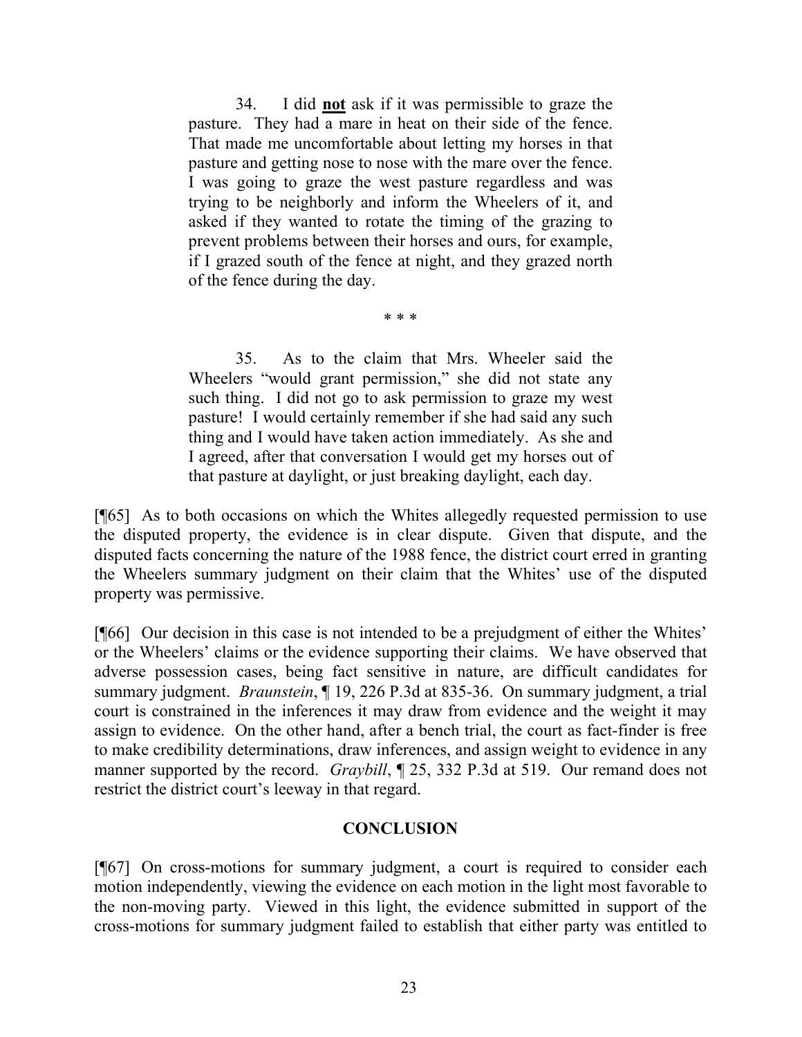> 34. I did **not** ask if it was permissible to graze the pasture. They had a mare in heat on their side of the fence. That made me uncomfortable about letting my horses in that pasture and getting nose to nose with the mare over the fence. I was going to graze the west pasture regardless and was trying to be neighborly and inform the Wheelers of it, and asked if they wanted to rotate the timing of the grazing to prevent problems between their horses and ours, for example, if I grazed south of the fence at night, and they grazed north of the fence during the day.
>
> \* \* \*
>
> 35. As to the claim that Mrs. Wheeler said the Wheelers "would grant permission," she did not state any such thing. I did not go to ask permission to graze my west pasture! I would certainly remember if she had said any such thing and I would have taken action immediately. As she and I agreed, after that conversation I would get my horses out of that pasture at daylight, or just breaking daylight, each day.

[¶65] As to both occasions on which the Whites allegedly requested permission to use the disputed property, the evidence is in clear dispute. Given that dispute, and the disputed facts concerning the nature of the 1988 fence, the district court erred in granting the Wheelers summary judgment on their claim that the Whites' use of the disputed property was permissive.

[¶66] Our decision in this case is not intended to be a prejudgment of either the Whites' or the Wheelers' claims or the evidence supporting their claims. We have observed that adverse possession cases, being fact sensitive in nature, are difficult candidates for summary judgment. *Braunstein*, ¶ 19, 226 P.3d at 835-36. On summary judgment, a trial court is constrained in the inferences it may draw from evidence and the weight it may assign to evidence. On the other hand, after a bench trial, the court as fact-finder is free to make credibility determinations, draw inferences, and assign weight to evidence in any manner supported by the record. *Graybill*, ¶ 25, 332 P.3d at 519. Our remand does not restrict the district court's leeway in that regard.

## CONCLUSION

[¶67] On cross-motions for summary judgment, a court is required to consider each motion independently, viewing the evidence on each motion in the light most favorable to the non-moving party. Viewed in this light, the evidence submitted in support of the cross-motions for summary judgment failed to establish that either party was entitled to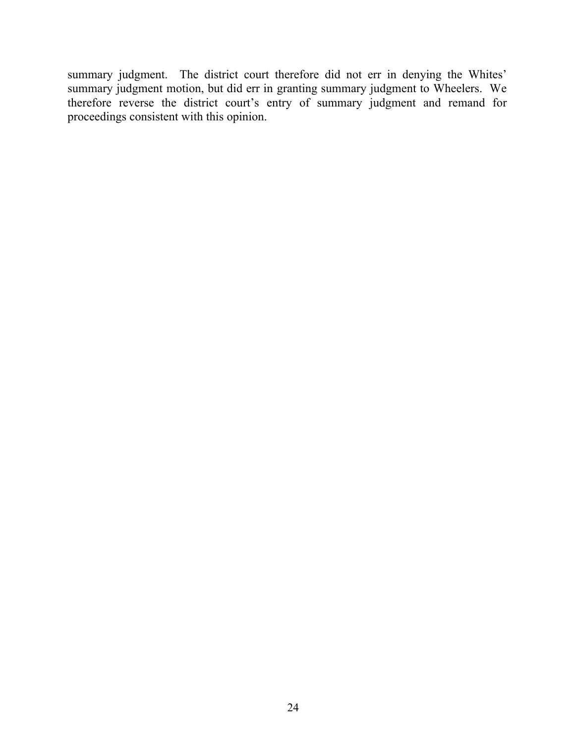summary judgment. The district court therefore did not err in denying the Whites' summary judgment motion, but did err in granting summary judgment to Wheelers. We therefore reverse the district court's entry of summary judgment and remand for proceedings consistent with this opinion.